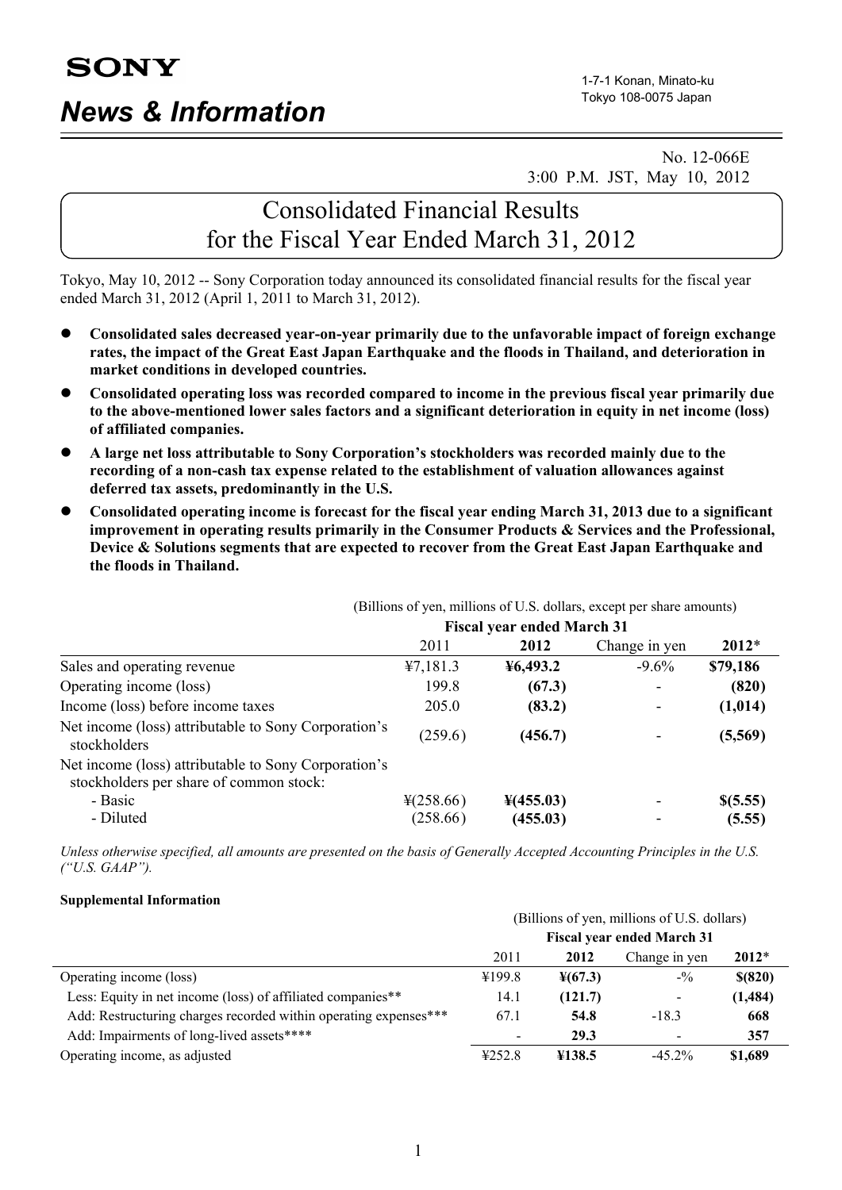**SONY**

# News & Information

1-7-1 Konan, Minato-ku
Tokyo 108-0075 Japan

No. 12-066E
3:00 P.M. JST, May 10, 2012

## Consolidated Financial Results for the Fiscal Year Ended March 31, 2012

Tokyo, May 10, 2012 -- Sony Corporation today announced its consolidated financial results for the fiscal year ended March 31, 2012 (April 1, 2011 to March 31, 2012).

- **Consolidated sales decreased year-on-year primarily due to the unfavorable impact of foreign exchange rates, the impact of the Great East Japan Earthquake and the floods in Thailand, and deterioration in market conditions in developed countries.**
- **Consolidated operating loss was recorded compared to income in the previous fiscal year primarily due to the above-mentioned lower sales factors and a significant deterioration in equity in net income (loss) of affiliated companies.**
- **A large net loss attributable to Sony Corporation's stockholders was recorded mainly due to the recording of a non-cash tax expense related to the establishment of valuation allowances against deferred tax assets, predominantly in the U.S.**
- **Consolidated operating income is forecast for the fiscal year ending March 31, 2013 due to a significant improvement in operating results primarily in the Consumer Products & Services and the Professional, Device & Solutions segments that are expected to recover from the Great East Japan Earthquake and the floods in Thailand.**

(Billions of yen, millions of U.S. dollars, except per share amounts)

| | Fiscal year ended March 31 | | | |
|---|---|---|---|---|
| | 2011 | **2012** | Change in yen | **2012\*** |
| Sales and operating revenue | ¥7,181.3 | **¥6,493.2** | -9.6% | **$79,186** |
| Operating income (loss) | 199.8 | **(67.3)** | - | **(820)** |
| Income (loss) before income taxes | 205.0 | **(83.2)** | - | **(1,014)** |
| Net income (loss) attributable to Sony Corporation's stockholders | (259.6) | **(456.7)** | - | **(5,569)** |
| Net income (loss) attributable to Sony Corporation's stockholders per share of common stock: | | | | |
| - Basic | ¥(258.66) | **¥(455.03)** | - | **$(5.55)** |
| - Diluted | (258.66) | **(455.03)** | - | **(5.55)** |

*Unless otherwise specified, all amounts are presented on the basis of Generally Accepted Accounting Principles in the U.S. ("U.S. GAAP").*

**Supplemental Information**

(Billions of yen, millions of U.S. dollars)

| | Fiscal year ended March 31 | | | |
|---|---|---|---|---|
| | 2011 | **2012** | Change in yen | **2012\*** |
| Operating income (loss) | ¥199.8 | **¥(67.3)** | -% | **$(820)** |
| Less: Equity in net income (loss) of affiliated companies** | 14.1 | **(121.7)** | - | **(1,484)** |
| Add: Restructuring charges recorded within operating expenses*** | 67.1 | **54.8** | -18.3 | **668** |
| Add: Impairments of long-lived assets**** | - | **29.3** | - | **357** |
| Operating income, as adjusted | ¥252.8 | **¥138.5** | -45.2% | **$1,689** |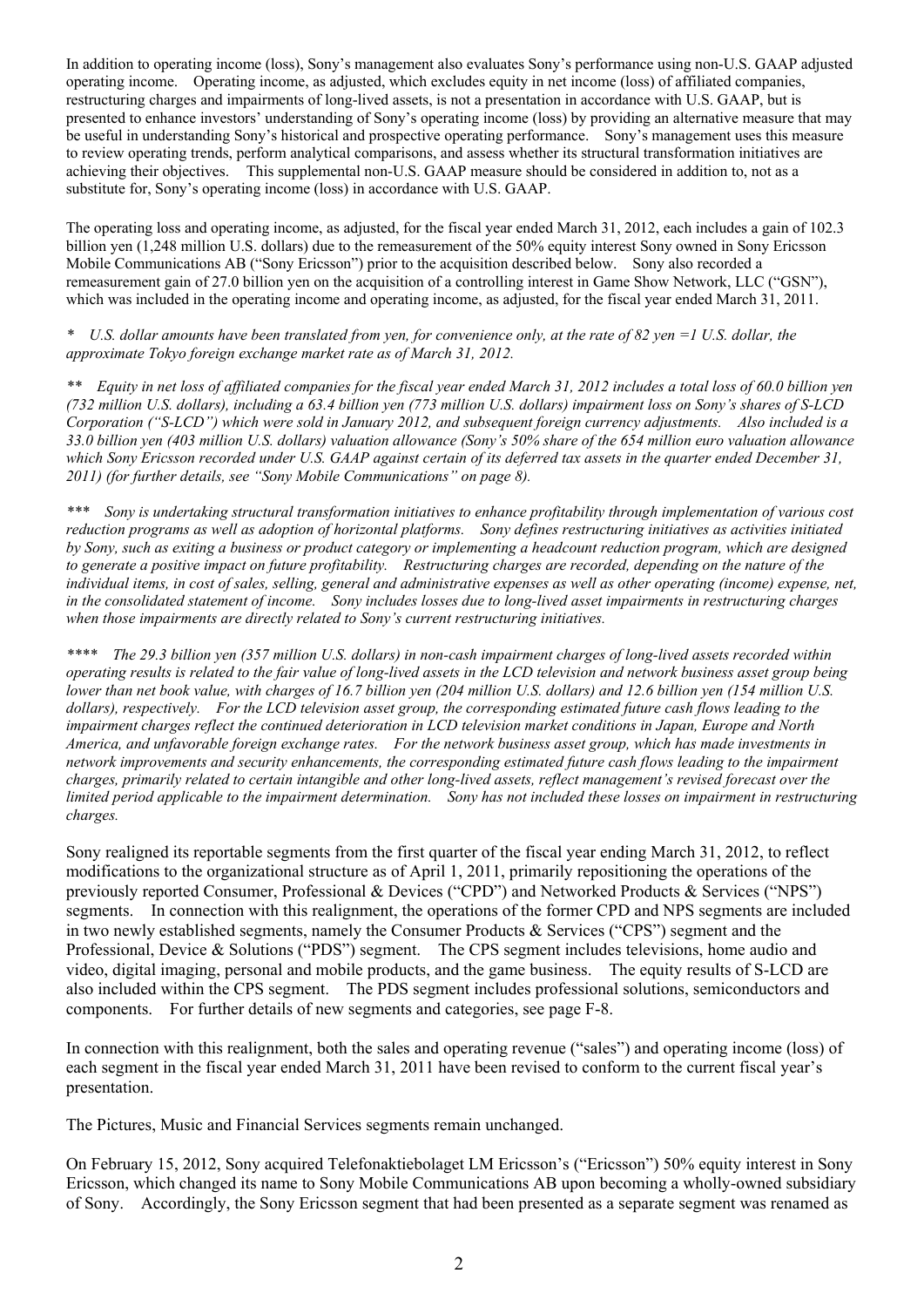In addition to operating income (loss), Sony's management also evaluates Sony's performance using non-U.S. GAAP adjusted operating income. Operating income, as adjusted, which excludes equity in net income (loss) of affiliated companies, restructuring charges and impairments of long-lived assets, is not a presentation in accordance with U.S. GAAP, but is presented to enhance investors' understanding of Sony's operating income (loss) by providing an alternative measure that may be useful in understanding Sony's historical and prospective operating performance. Sony's management uses this measure to review operating trends, perform analytical comparisons, and assess whether its structural transformation initiatives are achieving their objectives. This supplemental non-U.S. GAAP measure should be considered in addition to, not as a substitute for, Sony's operating income (loss) in accordance with U.S. GAAP.

The operating loss and operating income, as adjusted, for the fiscal year ended March 31, 2012, each includes a gain of 102.3 billion yen (1,248 million U.S. dollars) due to the remeasurement of the 50% equity interest Sony owned in Sony Ericsson Mobile Communications AB ("Sony Ericsson") prior to the acquisition described below. Sony also recorded a remeasurement gain of 27.0 billion yen on the acquisition of a controlling interest in Game Show Network, LLC ("GSN"), which was included in the operating income and operating income, as adjusted, for the fiscal year ended March 31, 2011.

*\* U.S. dollar amounts have been translated from yen, for convenience only, at the rate of 82 yen =1 U.S. dollar, the approximate Tokyo foreign exchange market rate as of March 31, 2012.*

*\*\* Equity in net loss of affiliated companies for the fiscal year ended March 31, 2012 includes a total loss of 60.0 billion yen (732 million U.S. dollars), including a 63.4 billion yen (773 million U.S. dollars) impairment loss on Sony's shares of S-LCD Corporation ("S-LCD") which were sold in January 2012, and subsequent foreign currency adjustments. Also included is a 33.0 billion yen (403 million U.S. dollars) valuation allowance (Sony's 50% share of the 654 million euro valuation allowance which Sony Ericsson recorded under U.S. GAAP against certain of its deferred tax assets in the quarter ended December 31, 2011) (for further details, see "Sony Mobile Communications" on page 8).*

*\*\*\* Sony is undertaking structural transformation initiatives to enhance profitability through implementation of various cost reduction programs as well as adoption of horizontal platforms. Sony defines restructuring initiatives as activities initiated by Sony, such as exiting a business or product category or implementing a headcount reduction program, which are designed to generate a positive impact on future profitability. Restructuring charges are recorded, depending on the nature of the individual items, in cost of sales, selling, general and administrative expenses as well as other operating (income) expense, net, in the consolidated statement of income. Sony includes losses due to long-lived asset impairments in restructuring charges when those impairments are directly related to Sony's current restructuring initiatives.*

*\*\*\*\* The 29.3 billion yen (357 million U.S. dollars) in non-cash impairment charges of long-lived assets recorded within operating results is related to the fair value of long-lived assets in the LCD television and network business asset group being lower than net book value, with charges of 16.7 billion yen (204 million U.S. dollars) and 12.6 billion yen (154 million U.S. dollars), respectively. For the LCD television asset group, the corresponding estimated future cash flows leading to the impairment charges reflect the continued deterioration in LCD television market conditions in Japan, Europe and North America, and unfavorable foreign exchange rates. For the network business asset group, which has made investments in network improvements and security enhancements, the corresponding estimated future cash flows leading to the impairment charges, primarily related to certain intangible and other long-lived assets, reflect management's revised forecast over the limited period applicable to the impairment determination. Sony has not included these losses on impairment in restructuring charges.*

Sony realigned its reportable segments from the first quarter of the fiscal year ending March 31, 2012, to reflect modifications to the organizational structure as of April 1, 2011, primarily repositioning the operations of the previously reported Consumer, Professional & Devices ("CPD") and Networked Products & Services ("NPS") segments. In connection with this realignment, the operations of the former CPD and NPS segments are included in two newly established segments, namely the Consumer Products & Services ("CPS") segment and the Professional, Device & Solutions ("PDS") segment. The CPS segment includes televisions, home audio and video, digital imaging, personal and mobile products, and the game business. The equity results of S-LCD are also included within the CPS segment. The PDS segment includes professional solutions, semiconductors and components. For further details of new segments and categories, see page F-8.

In connection with this realignment, both the sales and operating revenue ("sales") and operating income (loss) of each segment in the fiscal year ended March 31, 2011 have been revised to conform to the current fiscal year's presentation.

The Pictures, Music and Financial Services segments remain unchanged.

On February 15, 2012, Sony acquired Telefonaktiebolaget LM Ericsson's ("Ericsson") 50% equity interest in Sony Ericsson, which changed its name to Sony Mobile Communications AB upon becoming a wholly-owned subsidiary of Sony. Accordingly, the Sony Ericsson segment that had been presented as a separate segment was renamed as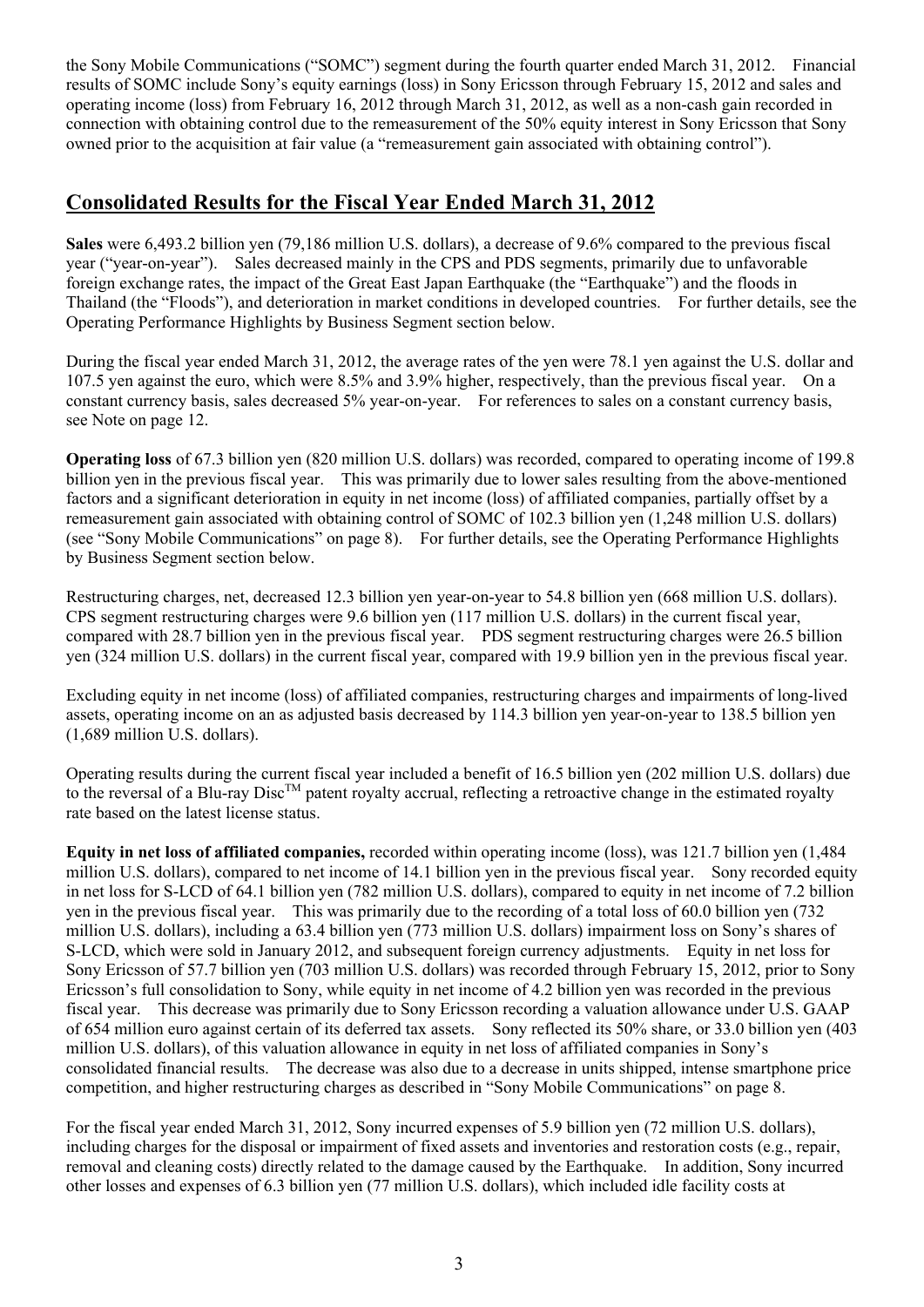the Sony Mobile Communications ("SOMC") segment during the fourth quarter ended March 31, 2012. Financial results of SOMC include Sony's equity earnings (loss) in Sony Ericsson through February 15, 2012 and sales and operating income (loss) from February 16, 2012 through March 31, 2012, as well as a non-cash gain recorded in connection with obtaining control due to the remeasurement of the 50% equity interest in Sony Ericsson that Sony owned prior to the acquisition at fair value (a "remeasurement gain associated with obtaining control").

## Consolidated Results for the Fiscal Year Ended March 31, 2012

**Sales** were 6,493.2 billion yen (79,186 million U.S. dollars), a decrease of 9.6% compared to the previous fiscal year ("year-on-year"). Sales decreased mainly in the CPS and PDS segments, primarily due to unfavorable foreign exchange rates, the impact of the Great East Japan Earthquake (the "Earthquake") and the floods in Thailand (the "Floods"), and deterioration in market conditions in developed countries. For further details, see the Operating Performance Highlights by Business Segment section below.

During the fiscal year ended March 31, 2012, the average rates of the yen were 78.1 yen against the U.S. dollar and 107.5 yen against the euro, which were 8.5% and 3.9% higher, respectively, than the previous fiscal year. On a constant currency basis, sales decreased 5% year-on-year. For references to sales on a constant currency basis, see Note on page 12.

**Operating loss** of 67.3 billion yen (820 million U.S. dollars) was recorded, compared to operating income of 199.8 billion yen in the previous fiscal year. This was primarily due to lower sales resulting from the above-mentioned factors and a significant deterioration in equity in net income (loss) of affiliated companies, partially offset by a remeasurement gain associated with obtaining control of SOMC of 102.3 billion yen (1,248 million U.S. dollars) (see "Sony Mobile Communications" on page 8). For further details, see the Operating Performance Highlights by Business Segment section below.

Restructuring charges, net, decreased 12.3 billion yen year-on-year to 54.8 billion yen (668 million U.S. dollars). CPS segment restructuring charges were 9.6 billion yen (117 million U.S. dollars) in the current fiscal year, compared with 28.7 billion yen in the previous fiscal year. PDS segment restructuring charges were 26.5 billion yen (324 million U.S. dollars) in the current fiscal year, compared with 19.9 billion yen in the previous fiscal year.

Excluding equity in net income (loss) of affiliated companies, restructuring charges and impairments of long-lived assets, operating income on an as adjusted basis decreased by 114.3 billion yen year-on-year to 138.5 billion yen (1,689 million U.S. dollars).

Operating results during the current fiscal year included a benefit of 16.5 billion yen (202 million U.S. dollars) due to the reversal of a Blu-ray Disc™ patent royalty accrual, reflecting a retroactive change in the estimated royalty rate based on the latest license status.

**Equity in net loss of affiliated companies,** recorded within operating income (loss), was 121.7 billion yen (1,484 million U.S. dollars), compared to net income of 14.1 billion yen in the previous fiscal year. Sony recorded equity in net loss for S-LCD of 64.1 billion yen (782 million U.S. dollars), compared to equity in net income of 7.2 billion yen in the previous fiscal year. This was primarily due to the recording of a total loss of 60.0 billion yen (732 million U.S. dollars), including a 63.4 billion yen (773 million U.S. dollars) impairment loss on Sony's shares of S-LCD, which were sold in January 2012, and subsequent foreign currency adjustments. Equity in net loss for Sony Ericsson of 57.7 billion yen (703 million U.S. dollars) was recorded through February 15, 2012, prior to Sony Ericsson's full consolidation to Sony, while equity in net income of 4.2 billion yen was recorded in the previous fiscal year. This decrease was primarily due to Sony Ericsson recording a valuation allowance under U.S. GAAP of 654 million euro against certain of its deferred tax assets. Sony reflected its 50% share, or 33.0 billion yen (403 million U.S. dollars), of this valuation allowance in equity in net loss of affiliated companies in Sony's consolidated financial results. The decrease was also due to a decrease in units shipped, intense smartphone price competition, and higher restructuring charges as described in "Sony Mobile Communications" on page 8.

For the fiscal year ended March 31, 2012, Sony incurred expenses of 5.9 billion yen (72 million U.S. dollars), including charges for the disposal or impairment of fixed assets and inventories and restoration costs (e.g., repair, removal and cleaning costs) directly related to the damage caused by the Earthquake. In addition, Sony incurred other losses and expenses of 6.3 billion yen (77 million U.S. dollars), which included idle facility costs at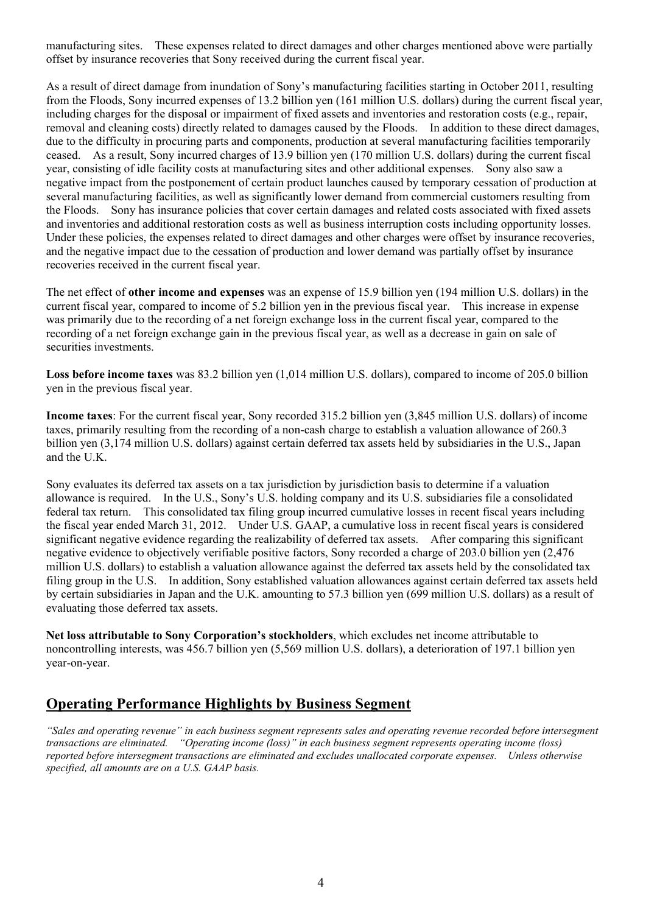manufacturing sites. These expenses related to direct damages and other charges mentioned above were partially offset by insurance recoveries that Sony received during the current fiscal year.

As a result of direct damage from inundation of Sony's manufacturing facilities starting in October 2011, resulting from the Floods, Sony incurred expenses of 13.2 billion yen (161 million U.S. dollars) during the current fiscal year, including charges for the disposal or impairment of fixed assets and inventories and restoration costs (e.g., repair, removal and cleaning costs) directly related to damages caused by the Floods. In addition to these direct damages, due to the difficulty in procuring parts and components, production at several manufacturing facilities temporarily ceased. As a result, Sony incurred charges of 13.9 billion yen (170 million U.S. dollars) during the current fiscal year, consisting of idle facility costs at manufacturing sites and other additional expenses. Sony also saw a negative impact from the postponement of certain product launches caused by temporary cessation of production at several manufacturing facilities, as well as significantly lower demand from commercial customers resulting from the Floods. Sony has insurance policies that cover certain damages and related costs associated with fixed assets and inventories and additional restoration costs as well as business interruption costs including opportunity losses. Under these policies, the expenses related to direct damages and other charges were offset by insurance recoveries, and the negative impact due to the cessation of production and lower demand was partially offset by insurance recoveries received in the current fiscal year.

The net effect of **other income and expenses** was an expense of 15.9 billion yen (194 million U.S. dollars) in the current fiscal year, compared to income of 5.2 billion yen in the previous fiscal year. This increase in expense was primarily due to the recording of a net foreign exchange loss in the current fiscal year, compared to the recording of a net foreign exchange gain in the previous fiscal year, as well as a decrease in gain on sale of securities investments.

**Loss before income taxes** was 83.2 billion yen (1,014 million U.S. dollars), compared to income of 205.0 billion yen in the previous fiscal year.

**Income taxes**: For the current fiscal year, Sony recorded 315.2 billion yen (3,845 million U.S. dollars) of income taxes, primarily resulting from the recording of a non-cash charge to establish a valuation allowance of 260.3 billion yen (3,174 million U.S. dollars) against certain deferred tax assets held by subsidiaries in the U.S., Japan and the U.K.

Sony evaluates its deferred tax assets on a tax jurisdiction by jurisdiction basis to determine if a valuation allowance is required. In the U.S., Sony's U.S. holding company and its U.S. subsidiaries file a consolidated federal tax return. This consolidated tax filing group incurred cumulative losses in recent fiscal years including the fiscal year ended March 31, 2012. Under U.S. GAAP, a cumulative loss in recent fiscal years is considered significant negative evidence regarding the realizability of deferred tax assets. After comparing this significant negative evidence to objectively verifiable positive factors, Sony recorded a charge of 203.0 billion yen (2,476 million U.S. dollars) to establish a valuation allowance against the deferred tax assets held by the consolidated tax filing group in the U.S. In addition, Sony established valuation allowances against certain deferred tax assets held by certain subsidiaries in Japan and the U.K. amounting to 57.3 billion yen (699 million U.S. dollars) as a result of evaluating those deferred tax assets.

**Net loss attributable to Sony Corporation's stockholders**, which excludes net income attributable to noncontrolling interests, was 456.7 billion yen (5,569 million U.S. dollars), a deterioration of 197.1 billion yen year-on-year.

## Operating Performance Highlights by Business Segment

*"Sales and operating revenue" in each business segment represents sales and operating revenue recorded before intersegment transactions are eliminated. "Operating income (loss)" in each business segment represents operating income (loss) reported before intersegment transactions are eliminated and excludes unallocated corporate expenses. Unless otherwise specified, all amounts are on a U.S. GAAP basis.*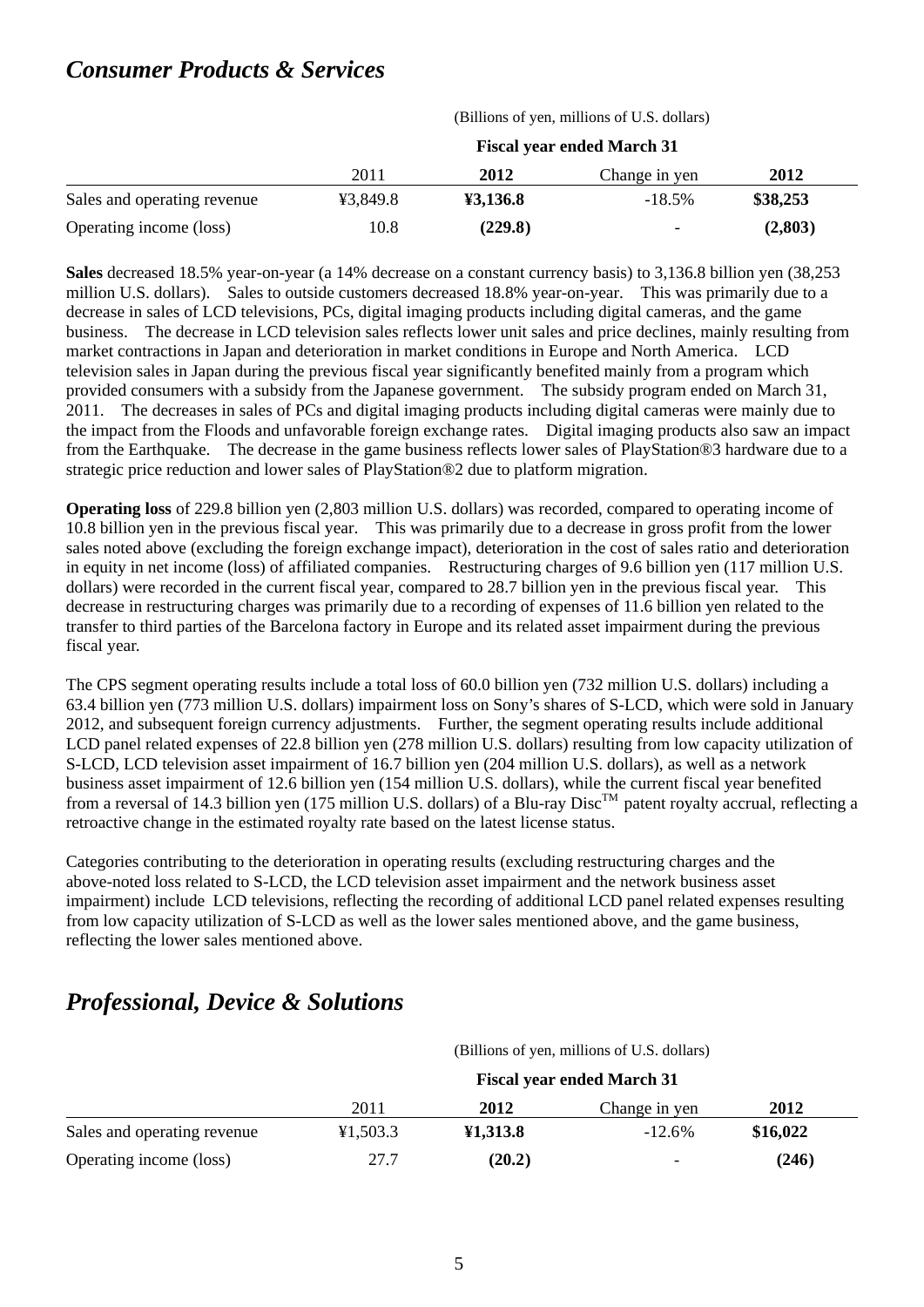## *Consumer Products & Services*

| | (Billions of yen, millions of U.S. dollars) | | | |
|---|---|---|---|---|
| | Fiscal year ended March 31 | | | |
| | 2011 | **2012** | Change in yen | **2012** |
| Sales and operating revenue | ¥3,849.8 | **¥3,136.8** | -18.5% | **$38,253** |
| Operating income (loss) | 10.8 | **(229.8)** | - | **(2,803)** |

**Sales** decreased 18.5% year-on-year (a 14% decrease on a constant currency basis) to 3,136.8 billion yen (38,253 million U.S. dollars). Sales to outside customers decreased 18.8% year-on-year. This was primarily due to a decrease in sales of LCD televisions, PCs, digital imaging products including digital cameras, and the game business. The decrease in LCD television sales reflects lower unit sales and price declines, mainly resulting from market contractions in Japan and deterioration in market conditions in Europe and North America. LCD television sales in Japan during the previous fiscal year significantly benefited mainly from a program which provided consumers with a subsidy from the Japanese government. The subsidy program ended on March 31, 2011. The decreases in sales of PCs and digital imaging products including digital cameras were mainly due to the impact from the Floods and unfavorable foreign exchange rates. Digital imaging products also saw an impact from the Earthquake. The decrease in the game business reflects lower sales of PlayStation®3 hardware due to a strategic price reduction and lower sales of PlayStation®2 due to platform migration.

**Operating loss** of 229.8 billion yen (2,803 million U.S. dollars) was recorded, compared to operating income of 10.8 billion yen in the previous fiscal year. This was primarily due to a decrease in gross profit from the lower sales noted above (excluding the foreign exchange impact), deterioration in the cost of sales ratio and deterioration in equity in net income (loss) of affiliated companies. Restructuring charges of 9.6 billion yen (117 million U.S. dollars) were recorded in the current fiscal year, compared to 28.7 billion yen in the previous fiscal year. This decrease in restructuring charges was primarily due to a recording of expenses of 11.6 billion yen related to the transfer to third parties of the Barcelona factory in Europe and its related asset impairment during the previous fiscal year.

The CPS segment operating results include a total loss of 60.0 billion yen (732 million U.S. dollars) including a 63.4 billion yen (773 million U.S. dollars) impairment loss on Sony's shares of S-LCD, which were sold in January 2012, and subsequent foreign currency adjustments. Further, the segment operating results include additional LCD panel related expenses of 22.8 billion yen (278 million U.S. dollars) resulting from low capacity utilization of S-LCD, LCD television asset impairment of 16.7 billion yen (204 million U.S. dollars), as well as a network business asset impairment of 12.6 billion yen (154 million U.S. dollars), while the current fiscal year benefited from a reversal of 14.3 billion yen (175 million U.S. dollars) of a Blu-ray Disc™ patent royalty accrual, reflecting a retroactive change in the estimated royalty rate based on the latest license status.

Categories contributing to the deterioration in operating results (excluding restructuring charges and the above-noted loss related to S-LCD, the LCD television asset impairment and the network business asset impairment) include LCD televisions, reflecting the recording of additional LCD panel related expenses resulting from low capacity utilization of S-LCD as well as the lower sales mentioned above, and the game business, reflecting the lower sales mentioned above.

## *Professional, Device & Solutions*

| | (Billions of yen, millions of U.S. dollars) | | | |
|---|---|---|---|---|
| | Fiscal year ended March 31 | | | |
| | 2011 | **2012** | Change in yen | **2012** |
| Sales and operating revenue | ¥1,503.3 | **¥1,313.8** | -12.6% | **$16,022** |
| Operating income (loss) | 27.7 | **(20.2)** | - | **(246)** |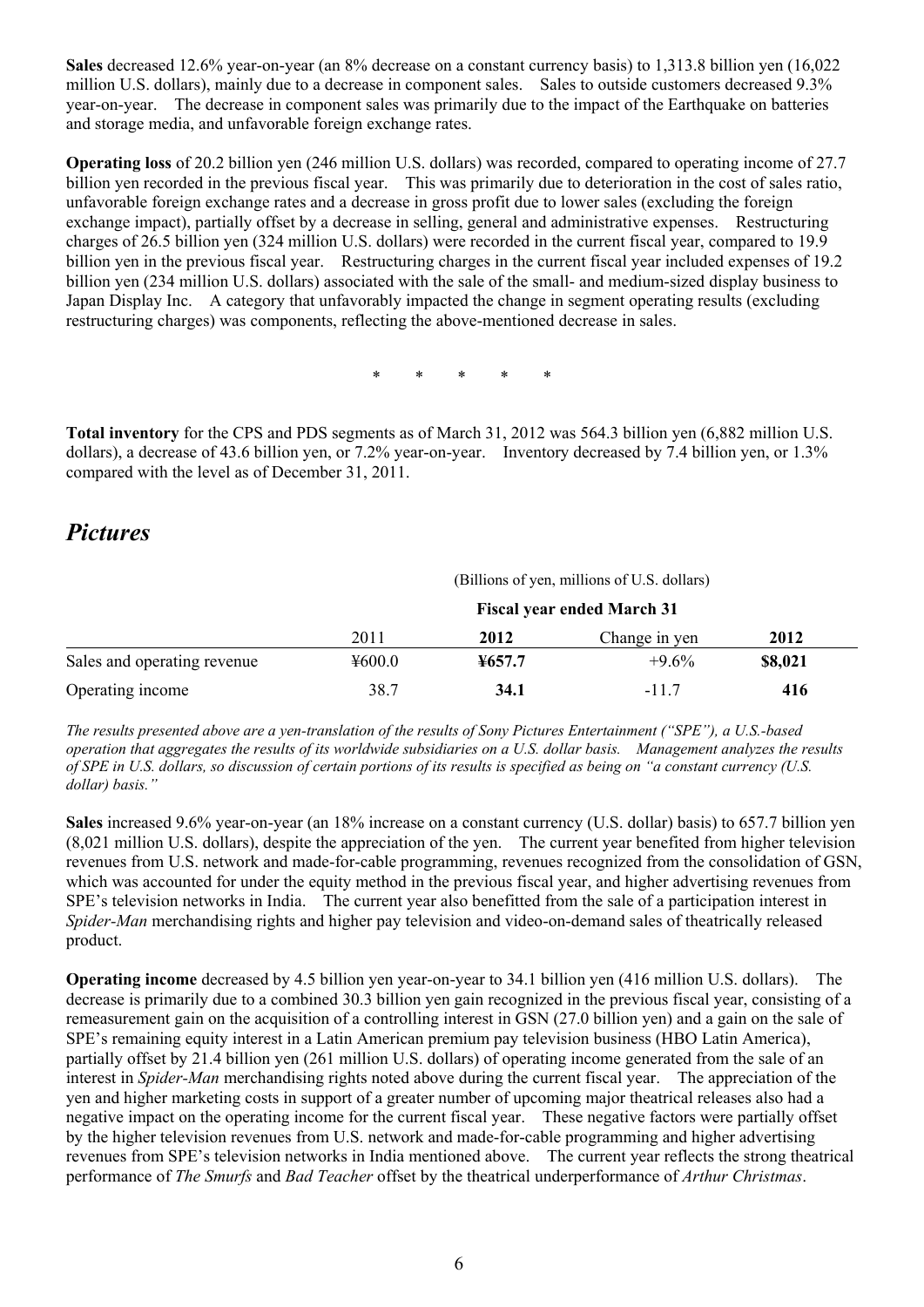**Sales** decreased 12.6% year-on-year (an 8% decrease on a constant currency basis) to 1,313.8 billion yen (16,022 million U.S. dollars), mainly due to a decrease in component sales. Sales to outside customers decreased 9.3% year-on-year. The decrease in component sales was primarily due to the impact of the Earthquake on batteries and storage media, and unfavorable foreign exchange rates.

**Operating loss** of 20.2 billion yen (246 million U.S. dollars) was recorded, compared to operating income of 27.7 billion yen recorded in the previous fiscal year. This was primarily due to deterioration in the cost of sales ratio, unfavorable foreign exchange rates and a decrease in gross profit due to lower sales (excluding the foreign exchange impact), partially offset by a decrease in selling, general and administrative expenses. Restructuring charges of 26.5 billion yen (324 million U.S. dollars) were recorded in the current fiscal year, compared to 19.9 billion yen in the previous fiscal year. Restructuring charges in the current fiscal year included expenses of 19.2 billion yen (234 million U.S. dollars) associated with the sale of the small- and medium-sized display business to Japan Display Inc. A category that unfavorably impacted the change in segment operating results (excluding restructuring charges) was components, reflecting the above-mentioned decrease in sales.

\* \* \* \* \*

**Total inventory** for the CPS and PDS segments as of March 31, 2012 was 564.3 billion yen (6,882 million U.S. dollars), a decrease of 43.6 billion yen, or 7.2% year-on-year. Inventory decreased by 7.4 billion yen, or 1.3% compared with the level as of December 31, 2011.

## *Pictures*

(Billions of yen, millions of U.S. dollars)

| | Fiscal year ended March 31 | | | |
|---|---|---|---|---|
| | 2011 | **2012** | Change in yen | **2012** |
| Sales and operating revenue | ¥600.0 | **¥657.7** | +9.6% | **$8,021** |
| Operating income | 38.7 | **34.1** | -11.7 | **416** |

*The results presented above are a yen-translation of the results of Sony Pictures Entertainment ("SPE"), a U.S.-based operation that aggregates the results of its worldwide subsidiaries on a U.S. dollar basis. Management analyzes the results of SPE in U.S. dollars, so discussion of certain portions of its results is specified as being on "a constant currency (U.S. dollar) basis."*

**Sales** increased 9.6% year-on-year (an 18% increase on a constant currency (U.S. dollar) basis) to 657.7 billion yen (8,021 million U.S. dollars), despite the appreciation of the yen. The current year benefited from higher television revenues from U.S. network and made-for-cable programming, revenues recognized from the consolidation of GSN, which was accounted for under the equity method in the previous fiscal year, and higher advertising revenues from SPE's television networks in India. The current year also benefitted from the sale of a participation interest in *Spider-Man* merchandising rights and higher pay television and video-on-demand sales of theatrically released product.

**Operating income** decreased by 4.5 billion yen year-on-year to 34.1 billion yen (416 million U.S. dollars). The decrease is primarily due to a combined 30.3 billion yen gain recognized in the previous fiscal year, consisting of a remeasurement gain on the acquisition of a controlling interest in GSN (27.0 billion yen) and a gain on the sale of SPE's remaining equity interest in a Latin American premium pay television business (HBO Latin America), partially offset by 21.4 billion yen (261 million U.S. dollars) of operating income generated from the sale of an interest in *Spider-Man* merchandising rights noted above during the current fiscal year. The appreciation of the yen and higher marketing costs in support of a greater number of upcoming major theatrical releases also had a negative impact on the operating income for the current fiscal year. These negative factors were partially offset by the higher television revenues from U.S. network and made-for-cable programming and higher advertising revenues from SPE's television networks in India mentioned above. The current year reflects the strong theatrical performance of *The Smurfs* and *Bad Teacher* offset by the theatrical underperformance of *Arthur Christmas*.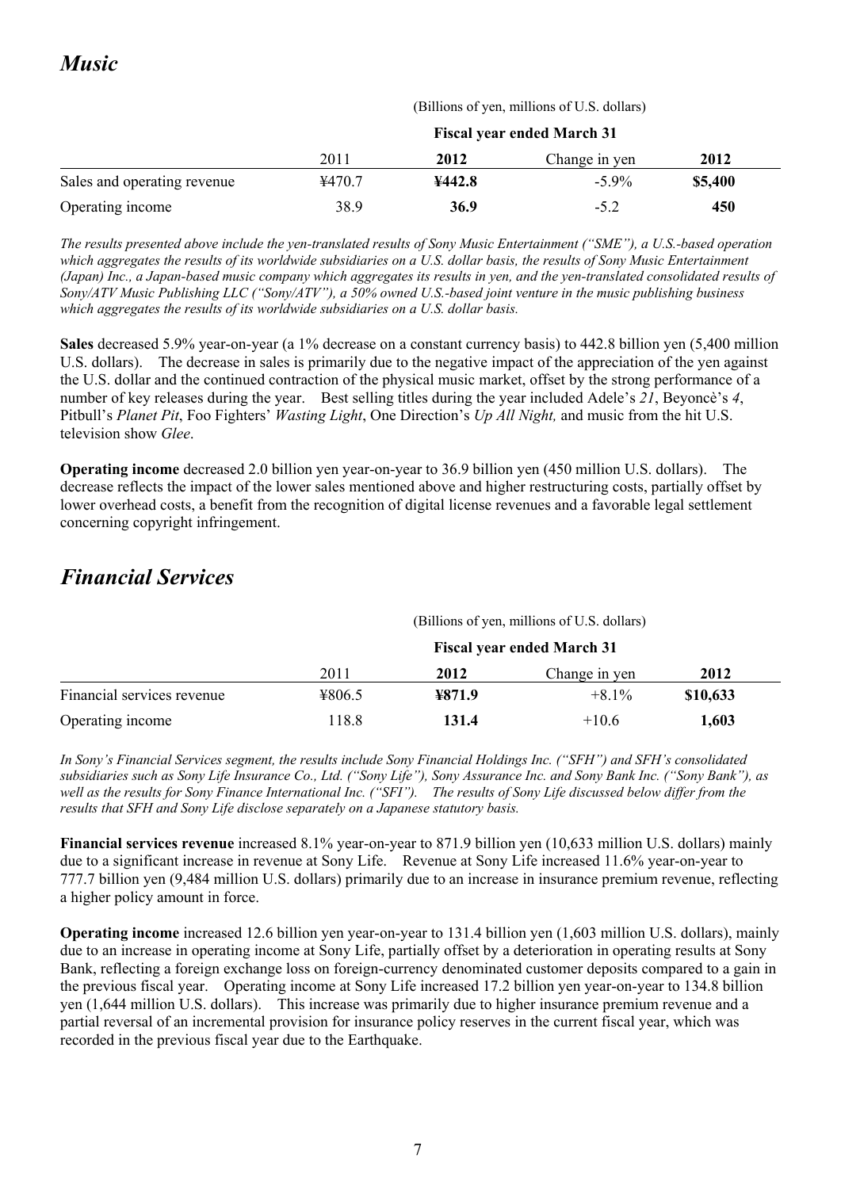# *Music*

| | (Billions of yen, millions of U.S. dollars) | | | |
|---|---|---|---|---|
| | **Fiscal year ended March 31** | | | |
| | 2011 | **2012** | Change in yen | **2012** |
| Sales and operating revenue | ¥470.7 | **¥442.8** | -5.9% | **$5,400** |
| Operating income | 38.9 | **36.9** | -5.2 | **450** |

*The results presented above include the yen-translated results of Sony Music Entertainment ("SME"), a U.S.-based operation which aggregates the results of its worldwide subsidiaries on a U.S. dollar basis, the results of Sony Music Entertainment (Japan) Inc., a Japan-based music company which aggregates its results in yen, and the yen-translated consolidated results of Sony/ATV Music Publishing LLC ("Sony/ATV"), a 50% owned U.S.-based joint venture in the music publishing business which aggregates the results of its worldwide subsidiaries on a U.S. dollar basis.*

**Sales** decreased 5.9% year-on-year (a 1% decrease on a constant currency basis) to 442.8 billion yen (5,400 million U.S. dollars). The decrease in sales is primarily due to the negative impact of the appreciation of the yen against the U.S. dollar and the continued contraction of the physical music market, offset by the strong performance of a number of key releases during the year. Best selling titles during the year included Adele's *21*, Beyoncè's *4*, Pitbull's *Planet Pit*, Foo Fighters' *Wasting Light*, One Direction's *Up All Night,* and music from the hit U.S. television show *Glee*.

**Operating income** decreased 2.0 billion yen year-on-year to 36.9 billion yen (450 million U.S. dollars). The decrease reflects the impact of the lower sales mentioned above and higher restructuring costs, partially offset by lower overhead costs, a benefit from the recognition of digital license revenues and a favorable legal settlement concerning copyright infringement.

# *Financial Services*

| | (Billions of yen, millions of U.S. dollars) | | | |
|---|---|---|---|---|
| | **Fiscal year ended March 31** | | | |
| | 2011 | **2012** | Change in yen | **2012** |
| Financial services revenue | ¥806.5 | **¥871.9** | +8.1% | **$10,633** |
| Operating income | 118.8 | **131.4** | +10.6 | **1,603** |

*In Sony's Financial Services segment, the results include Sony Financial Holdings Inc. ("SFH") and SFH's consolidated subsidiaries such as Sony Life Insurance Co., Ltd. ("Sony Life"), Sony Assurance Inc. and Sony Bank Inc. ("Sony Bank"), as well as the results for Sony Finance International Inc. ("SFI"). The results of Sony Life discussed below differ from the results that SFH and Sony Life disclose separately on a Japanese statutory basis.*

**Financial services revenue** increased 8.1% year-on-year to 871.9 billion yen (10,633 million U.S. dollars) mainly due to a significant increase in revenue at Sony Life. Revenue at Sony Life increased 11.6% year-on-year to 777.7 billion yen (9,484 million U.S. dollars) primarily due to an increase in insurance premium revenue, reflecting a higher policy amount in force.

**Operating income** increased 12.6 billion yen year-on-year to 131.4 billion yen (1,603 million U.S. dollars), mainly due to an increase in operating income at Sony Life, partially offset by a deterioration in operating results at Sony Bank, reflecting a foreign exchange loss on foreign-currency denominated customer deposits compared to a gain in the previous fiscal year. Operating income at Sony Life increased 17.2 billion yen year-on-year to 134.8 billion yen (1,644 million U.S. dollars). This increase was primarily due to higher insurance premium revenue and a partial reversal of an incremental provision for insurance policy reserves in the current fiscal year, which was recorded in the previous fiscal year due to the Earthquake.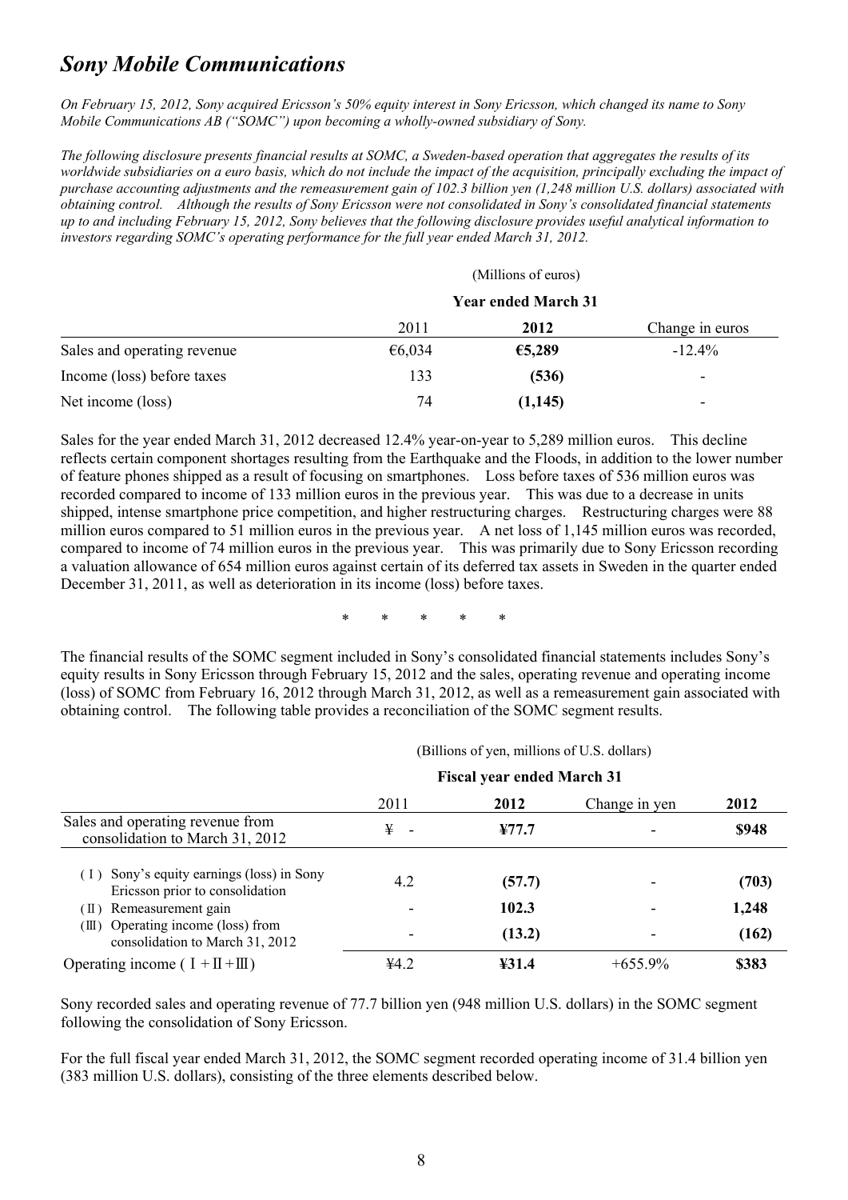## *Sony Mobile Communications*

*On February 15, 2012, Sony acquired Ericsson's 50% equity interest in Sony Ericsson, which changed its name to Sony Mobile Communications AB ("SOMC") upon becoming a wholly-owned subsidiary of Sony.*

*The following disclosure presents financial results at SOMC, a Sweden-based operation that aggregates the results of its worldwide subsidiaries on a euro basis, which do not include the impact of the acquisition, principally excluding the impact of purchase accounting adjustments and the remeasurement gain of 102.3 billion yen (1,248 million U.S. dollars) associated with obtaining control. Although the results of Sony Ericsson were not consolidated in Sony's consolidated financial statements up to and including February 15, 2012, Sony believes that the following disclosure provides useful analytical information to investors regarding SOMC's operating performance for the full year ended March 31, 2012.*

| | (Millions of euros) | | |
|---|---|---|---|
| | Year ended March 31 | | |
| | 2011 | **2012** | Change in euros |
| Sales and operating revenue | €6,034 | **€5,289** | -12.4% |
| Income (loss) before taxes | 133 | **(536)** | - |
| Net income (loss) | 74 | **(1,145)** | - |

Sales for the year ended March 31, 2012 decreased 12.4% year-on-year to 5,289 million euros. This decline reflects certain component shortages resulting from the Earthquake and the Floods, in addition to the lower number of feature phones shipped as a result of focusing on smartphones. Loss before taxes of 536 million euros was recorded compared to income of 133 million euros in the previous year. This was due to a decrease in units shipped, intense smartphone price competition, and higher restructuring charges. Restructuring charges were 88 million euros compared to 51 million euros in the previous year. A net loss of 1,145 million euros was recorded, compared to income of 74 million euros in the previous year. This was primarily due to Sony Ericsson recording a valuation allowance of 654 million euros against certain of its deferred tax assets in Sweden in the quarter ended December 31, 2011, as well as deterioration in its income (loss) before taxes.

\* \* \* \* \*

The financial results of the SOMC segment included in Sony's consolidated financial statements includes Sony's equity results in Sony Ericsson through February 15, 2012 and the sales, operating revenue and operating income (loss) of SOMC from February 16, 2012 through March 31, 2012, as well as a remeasurement gain associated with obtaining control. The following table provides a reconciliation of the SOMC segment results.

| | (Billions of yen, millions of U.S. dollars) | | | |
|---|---|---|---|---|
| | Fiscal year ended March 31 | | | |
| | 2011 | **2012** | Change in yen | **2012** |
| Sales and operating revenue from consolidation to March 31, 2012 | ¥ - | **¥77.7** | - | **$948** |
| ( I ) Sony's equity earnings (loss) in Sony Ericsson prior to consolidation | 4.2 | **(57.7)** | - | **(703)** |
| ( II ) Remeasurement gain | - | **102.3** | - | **1,248** |
| ( III ) Operating income (loss) from consolidation to March 31, 2012 | - | **(13.2)** | - | **(162)** |
| Operating income ( I + II + III ) | ¥4.2 | **¥31.4** | +655.9% | **$383** |

Sony recorded sales and operating revenue of 77.7 billion yen (948 million U.S. dollars) in the SOMC segment following the consolidation of Sony Ericsson.

For the full fiscal year ended March 31, 2012, the SOMC segment recorded operating income of 31.4 billion yen (383 million U.S. dollars), consisting of the three elements described below.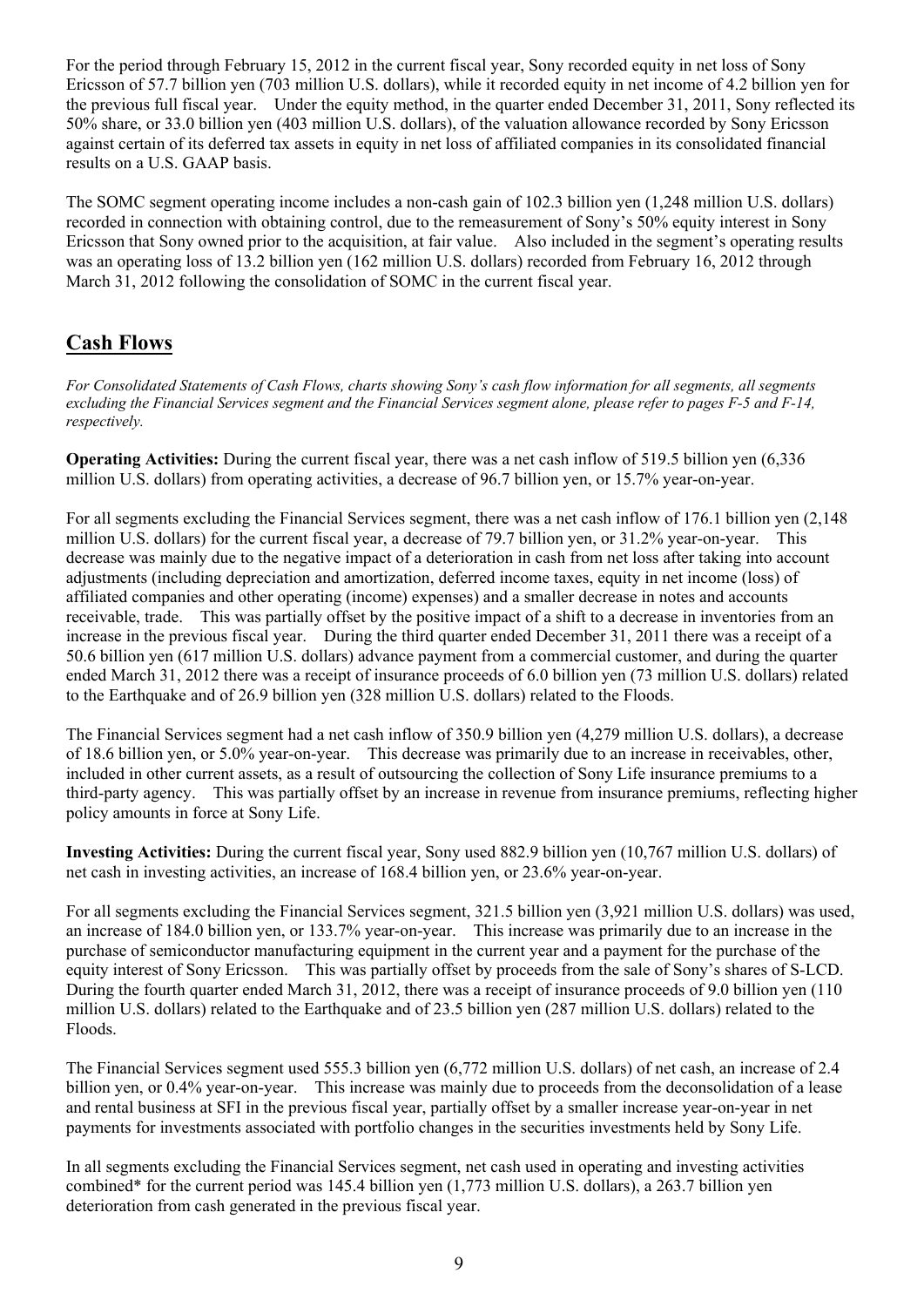For the period through February 15, 2012 in the current fiscal year, Sony recorded equity in net loss of Sony Ericsson of 57.7 billion yen (703 million U.S. dollars), while it recorded equity in net income of 4.2 billion yen for the previous full fiscal year. Under the equity method, in the quarter ended December 31, 2011, Sony reflected its 50% share, or 33.0 billion yen (403 million U.S. dollars), of the valuation allowance recorded by Sony Ericsson against certain of its deferred tax assets in equity in net loss of affiliated companies in its consolidated financial results on a U.S. GAAP basis.

The SOMC segment operating income includes a non-cash gain of 102.3 billion yen (1,248 million U.S. dollars) recorded in connection with obtaining control, due to the remeasurement of Sony's 50% equity interest in Sony Ericsson that Sony owned prior to the acquisition, at fair value. Also included in the segment's operating results was an operating loss of 13.2 billion yen (162 million U.S. dollars) recorded from February 16, 2012 through March 31, 2012 following the consolidation of SOMC in the current fiscal year.

## Cash Flows

*For Consolidated Statements of Cash Flows, charts showing Sony's cash flow information for all segments, all segments excluding the Financial Services segment and the Financial Services segment alone, please refer to pages F-5 and F-14, respectively.*

**Operating Activities:** During the current fiscal year, there was a net cash inflow of 519.5 billion yen (6,336 million U.S. dollars) from operating activities, a decrease of 96.7 billion yen, or 15.7% year-on-year.

For all segments excluding the Financial Services segment, there was a net cash inflow of 176.1 billion yen (2,148 million U.S. dollars) for the current fiscal year, a decrease of 79.7 billion yen, or 31.2% year-on-year. This decrease was mainly due to the negative impact of a deterioration in cash from net loss after taking into account adjustments (including depreciation and amortization, deferred income taxes, equity in net income (loss) of affiliated companies and other operating (income) expenses) and a smaller decrease in notes and accounts receivable, trade. This was partially offset by the positive impact of a shift to a decrease in inventories from an increase in the previous fiscal year. During the third quarter ended December 31, 2011 there was a receipt of a 50.6 billion yen (617 million U.S. dollars) advance payment from a commercial customer, and during the quarter ended March 31, 2012 there was a receipt of insurance proceeds of 6.0 billion yen (73 million U.S. dollars) related to the Earthquake and of 26.9 billion yen (328 million U.S. dollars) related to the Floods.

The Financial Services segment had a net cash inflow of 350.9 billion yen (4,279 million U.S. dollars), a decrease of 18.6 billion yen, or 5.0% year-on-year. This decrease was primarily due to an increase in receivables, other, included in other current assets, as a result of outsourcing the collection of Sony Life insurance premiums to a third-party agency. This was partially offset by an increase in revenue from insurance premiums, reflecting higher policy amounts in force at Sony Life.

**Investing Activities:** During the current fiscal year, Sony used 882.9 billion yen (10,767 million U.S. dollars) of net cash in investing activities, an increase of 168.4 billion yen, or 23.6% year-on-year.

For all segments excluding the Financial Services segment, 321.5 billion yen (3,921 million U.S. dollars) was used, an increase of 184.0 billion yen, or 133.7% year-on-year. This increase was primarily due to an increase in the purchase of semiconductor manufacturing equipment in the current year and a payment for the purchase of the equity interest of Sony Ericsson. This was partially offset by proceeds from the sale of Sony's shares of S-LCD. During the fourth quarter ended March 31, 2012, there was a receipt of insurance proceeds of 9.0 billion yen (110 million U.S. dollars) related to the Earthquake and of 23.5 billion yen (287 million U.S. dollars) related to the Floods.

The Financial Services segment used 555.3 billion yen (6,772 million U.S. dollars) of net cash, an increase of 2.4 billion yen, or 0.4% year-on-year. This increase was mainly due to proceeds from the deconsolidation of a lease and rental business at SFI in the previous fiscal year, partially offset by a smaller increase year-on-year in net payments for investments associated with portfolio changes in the securities investments held by Sony Life.

In all segments excluding the Financial Services segment, net cash used in operating and investing activities combined* for the current period was 145.4 billion yen (1,773 million U.S. dollars), a 263.7 billion yen deterioration from cash generated in the previous fiscal year.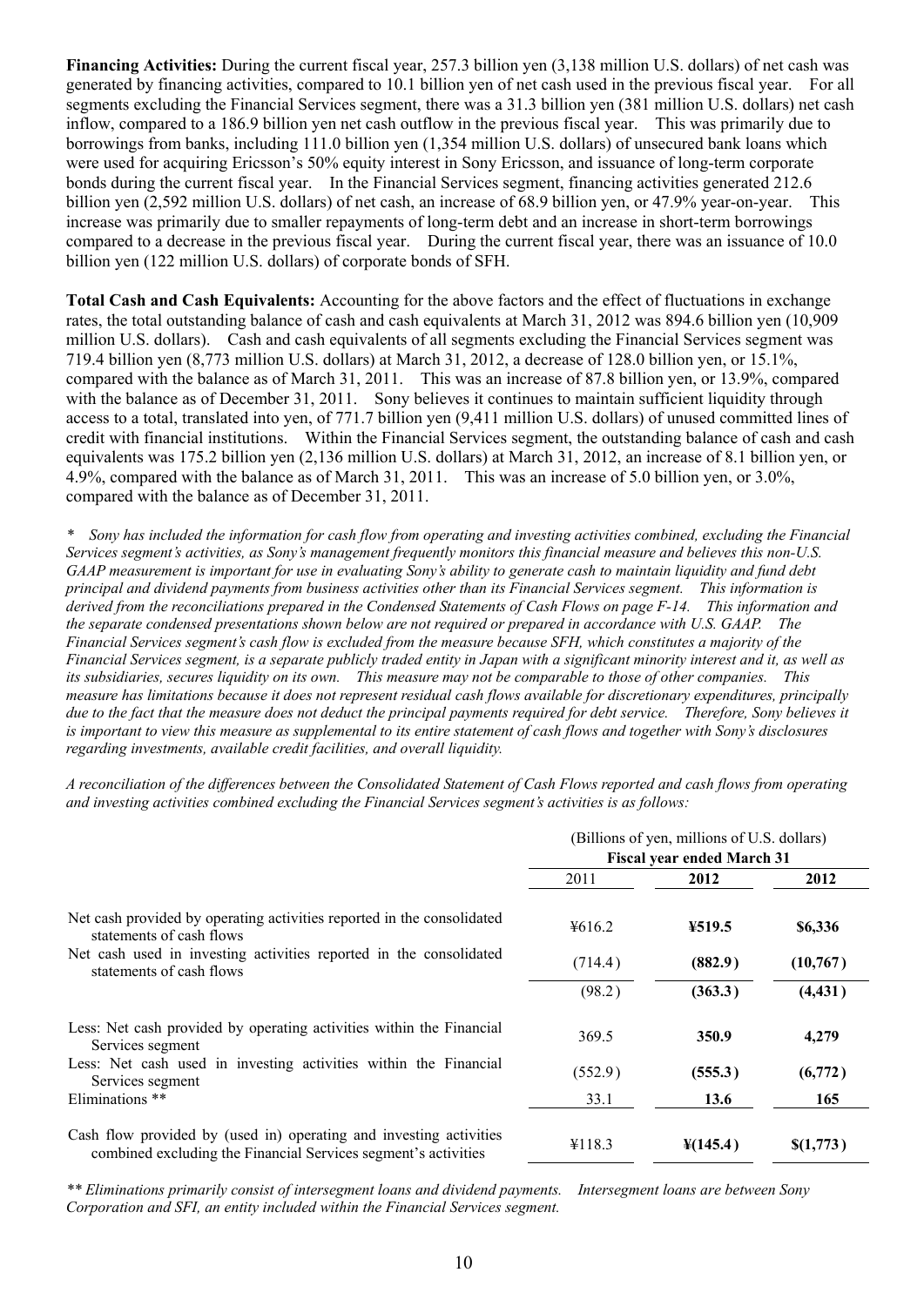**Financing Activities:** During the current fiscal year, 257.3 billion yen (3,138 million U.S. dollars) of net cash was generated by financing activities, compared to 10.1 billion yen of net cash used in the previous fiscal year. For all segments excluding the Financial Services segment, there was a 31.3 billion yen (381 million U.S. dollars) net cash inflow, compared to a 186.9 billion yen net cash outflow in the previous fiscal year. This was primarily due to borrowings from banks, including 111.0 billion yen (1,354 million U.S. dollars) of unsecured bank loans which were used for acquiring Ericsson's 50% equity interest in Sony Ericsson, and issuance of long-term corporate bonds during the current fiscal year. In the Financial Services segment, financing activities generated 212.6 billion yen (2,592 million U.S. dollars) of net cash, an increase of 68.9 billion yen, or 47.9% year-on-year. This increase was primarily due to smaller repayments of long-term debt and an increase in short-term borrowings compared to a decrease in the previous fiscal year. During the current fiscal year, there was an issuance of 10.0 billion yen (122 million U.S. dollars) of corporate bonds of SFH.

**Total Cash and Cash Equivalents:** Accounting for the above factors and the effect of fluctuations in exchange rates, the total outstanding balance of cash and cash equivalents at March 31, 2012 was 894.6 billion yen (10,909 million U.S. dollars). Cash and cash equivalents of all segments excluding the Financial Services segment was 719.4 billion yen (8,773 million U.S. dollars) at March 31, 2012, a decrease of 128.0 billion yen, or 15.1%, compared with the balance as of March 31, 2011. This was an increase of 87.8 billion yen, or 13.9%, compared with the balance as of December 31, 2011. Sony believes it continues to maintain sufficient liquidity through access to a total, translated into yen, of 771.7 billion yen (9,411 million U.S. dollars) of unused committed lines of credit with financial institutions. Within the Financial Services segment, the outstanding balance of cash and cash equivalents was 175.2 billion yen (2,136 million U.S. dollars) at March 31, 2012, an increase of 8.1 billion yen, or 4.9%, compared with the balance as of March 31, 2011. This was an increase of 5.0 billion yen, or 3.0%, compared with the balance as of December 31, 2011.

*\* Sony has included the information for cash flow from operating and investing activities combined, excluding the Financial Services segment's activities, as Sony's management frequently monitors this financial measure and believes this non-U.S. GAAP measurement is important for use in evaluating Sony's ability to generate cash to maintain liquidity and fund debt principal and dividend payments from business activities other than its Financial Services segment. This information is derived from the reconciliations prepared in the Condensed Statements of Cash Flows on page F-14. This information and the separate condensed presentations shown below are not required or prepared in accordance with U.S. GAAP. The Financial Services segment's cash flow is excluded from the measure because SFH, which constitutes a majority of the Financial Services segment, is a separate publicly traded entity in Japan with a significant minority interest and it, as well as its subsidiaries, secures liquidity on its own. This measure may not be comparable to those of other companies. This measure has limitations because it does not represent residual cash flows available for discretionary expenditures, principally due to the fact that the measure does not deduct the principal payments required for debt service. Therefore, Sony believes it is important to view this measure as supplemental to its entire statement of cash flows and together with Sony's disclosures regarding investments, available credit facilities, and overall liquidity.*

*A reconciliation of the differences between the Consolidated Statement of Cash Flows reported and cash flows from operating and investing activities combined excluding the Financial Services segment's activities is as follows:*

| | (Billions of yen, millions of U.S. dollars) | | |
|---|---|---|---|
| | **Fiscal year ended March 31** | | |
| | 2011 | **2012** | **2012** |
| Net cash provided by operating activities reported in the consolidated statements of cash flows | ¥616.2 | **¥519.5** | **$6,336** |
| Net cash used in investing activities reported in the consolidated statements of cash flows | (714.4) | **(882.9)** | **(10,767)** |
| | (98.2) | **(363.3)** | **(4,431)** |
| Less: Net cash provided by operating activities within the Financial Services segment | 369.5 | **350.9** | **4,279** |
| Less: Net cash used in investing activities within the Financial Services segment | (552.9) | **(555.3)** | **(6,772)** |
| Eliminations ** | 33.1 | **13.6** | **165** |
| Cash flow provided by (used in) operating and investing activities combined excluding the Financial Services segment's activities | ¥118.3 | **¥(145.4)** | **$(1,773)** |

*\*\* Eliminations primarily consist of intersegment loans and dividend payments. Intersegment loans are between Sony Corporation and SFI, an entity included within the Financial Services segment.*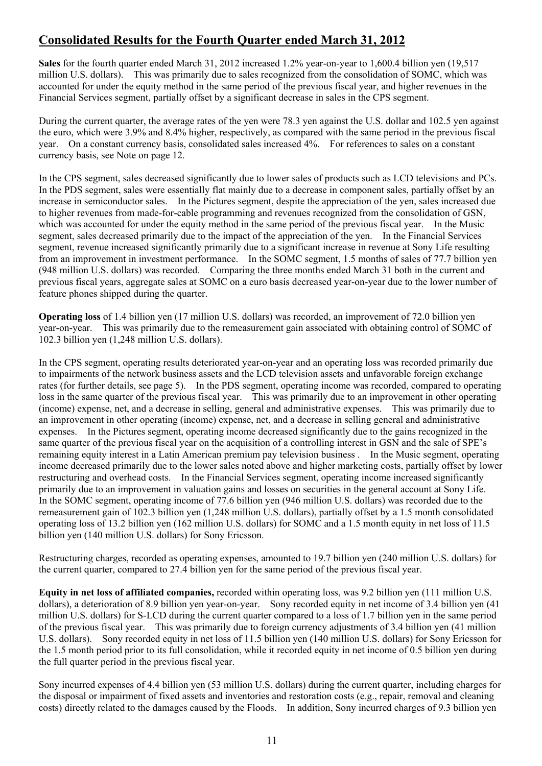## Consolidated Results for the Fourth Quarter ended March 31, 2012

**Sales** for the fourth quarter ended March 31, 2012 increased 1.2% year-on-year to 1,600.4 billion yen (19,517 million U.S. dollars). This was primarily due to sales recognized from the consolidation of SOMC, which was accounted for under the equity method in the same period of the previous fiscal year, and higher revenues in the Financial Services segment, partially offset by a significant decrease in sales in the CPS segment.

During the current quarter, the average rates of the yen were 78.3 yen against the U.S. dollar and 102.5 yen against the euro, which were 3.9% and 8.4% higher, respectively, as compared with the same period in the previous fiscal year. On a constant currency basis, consolidated sales increased 4%. For references to sales on a constant currency basis, see Note on page 12.

In the CPS segment, sales decreased significantly due to lower sales of products such as LCD televisions and PCs. In the PDS segment, sales were essentially flat mainly due to a decrease in component sales, partially offset by an increase in semiconductor sales. In the Pictures segment, despite the appreciation of the yen, sales increased due to higher revenues from made-for-cable programming and revenues recognized from the consolidation of GSN, which was accounted for under the equity method in the same period of the previous fiscal year. In the Music segment, sales decreased primarily due to the impact of the appreciation of the yen. In the Financial Services segment, revenue increased significantly primarily due to a significant increase in revenue at Sony Life resulting from an improvement in investment performance. In the SOMC segment, 1.5 months of sales of 77.7 billion yen (948 million U.S. dollars) was recorded. Comparing the three months ended March 31 both in the current and previous fiscal years, aggregate sales at SOMC on a euro basis decreased year-on-year due to the lower number of feature phones shipped during the quarter.

**Operating loss** of 1.4 billion yen (17 million U.S. dollars) was recorded, an improvement of 72.0 billion yen year-on-year. This was primarily due to the remeasurement gain associated with obtaining control of SOMC of 102.3 billion yen (1,248 million U.S. dollars).

In the CPS segment, operating results deteriorated year-on-year and an operating loss was recorded primarily due to impairments of the network business assets and the LCD television assets and unfavorable foreign exchange rates (for further details, see page 5). In the PDS segment, operating income was recorded, compared to operating loss in the same quarter of the previous fiscal year. This was primarily due to an improvement in other operating (income) expense, net, and a decrease in selling, general and administrative expenses. This was primarily due to an improvement in other operating (income) expense, net, and a decrease in selling general and administrative expenses. In the Pictures segment, operating income decreased significantly due to the gains recognized in the same quarter of the previous fiscal year on the acquisition of a controlling interest in GSN and the sale of SPE's remaining equity interest in a Latin American premium pay television business . In the Music segment, operating income decreased primarily due to the lower sales noted above and higher marketing costs, partially offset by lower restructuring and overhead costs. In the Financial Services segment, operating income increased significantly primarily due to an improvement in valuation gains and losses on securities in the general account at Sony Life. In the SOMC segment, operating income of 77.6 billion yen (946 million U.S. dollars) was recorded due to the remeasurement gain of 102.3 billion yen (1,248 million U.S. dollars), partially offset by a 1.5 month consolidated operating loss of 13.2 billion yen (162 million U.S. dollars) for SOMC and a 1.5 month equity in net loss of 11.5 billion yen (140 million U.S. dollars) for Sony Ericsson.

Restructuring charges, recorded as operating expenses, amounted to 19.7 billion yen (240 million U.S. dollars) for the current quarter, compared to 27.4 billion yen for the same period of the previous fiscal year.

**Equity in net loss of affiliated companies,** recorded within operating loss, was 9.2 billion yen (111 million U.S. dollars), a deterioration of 8.9 billion yen year-on-year. Sony recorded equity in net income of 3.4 billion yen (41 million U.S. dollars) for S-LCD during the current quarter compared to a loss of 1.7 billion yen in the same period of the previous fiscal year. This was primarily due to foreign currency adjustments of 3.4 billion yen (41 million U.S. dollars). Sony recorded equity in net loss of 11.5 billion yen (140 million U.S. dollars) for Sony Ericsson for the 1.5 month period prior to its full consolidation, while it recorded equity in net income of 0.5 billion yen during the full quarter period in the previous fiscal year.

Sony incurred expenses of 4.4 billion yen (53 million U.S. dollars) during the current quarter, including charges for the disposal or impairment of fixed assets and inventories and restoration costs (e.g., repair, removal and cleaning costs) directly related to the damages caused by the Floods. In addition, Sony incurred charges of 9.3 billion yen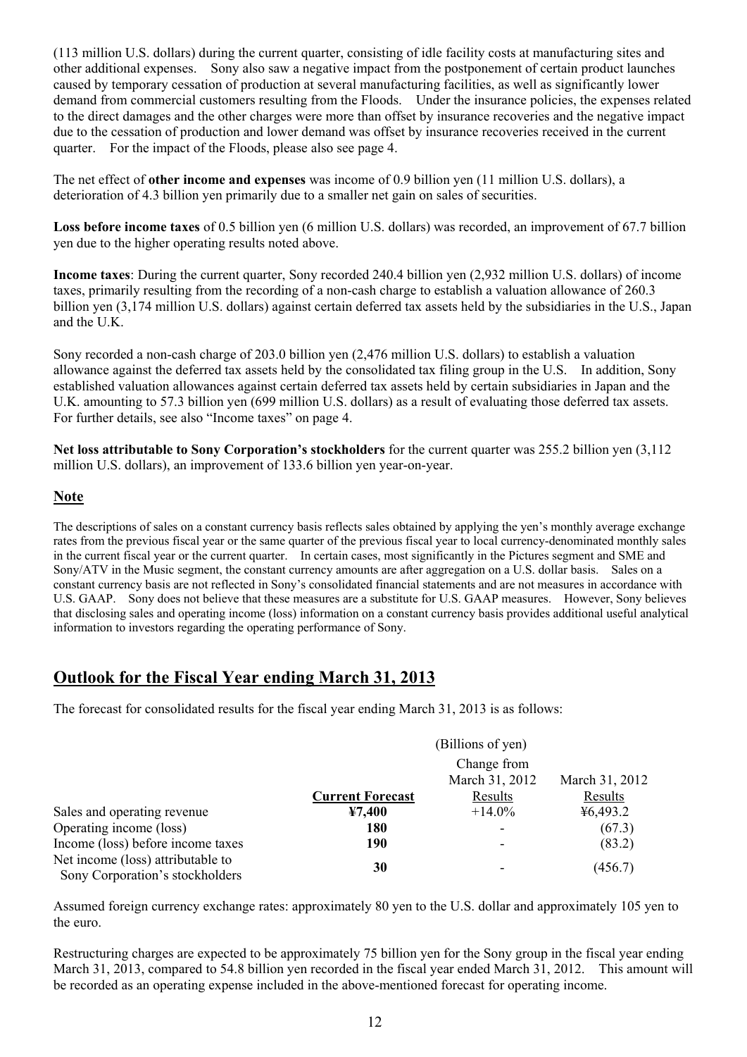(113 million U.S. dollars) during the current quarter, consisting of idle facility costs at manufacturing sites and other additional expenses. Sony also saw a negative impact from the postponement of certain product launches caused by temporary cessation of production at several manufacturing facilities, as well as significantly lower demand from commercial customers resulting from the Floods. Under the insurance policies, the expenses related to the direct damages and the other charges were more than offset by insurance recoveries and the negative impact due to the cessation of production and lower demand was offset by insurance recoveries received in the current quarter. For the impact of the Floods, please also see page 4.

The net effect of **other income and expenses** was income of 0.9 billion yen (11 million U.S. dollars), a deterioration of 4.3 billion yen primarily due to a smaller net gain on sales of securities.

**Loss before income taxes** of 0.5 billion yen (6 million U.S. dollars) was recorded, an improvement of 67.7 billion yen due to the higher operating results noted above.

**Income taxes**: During the current quarter, Sony recorded 240.4 billion yen (2,932 million U.S. dollars) of income taxes, primarily resulting from the recording of a non-cash charge to establish a valuation allowance of 260.3 billion yen (3,174 million U.S. dollars) against certain deferred tax assets held by the subsidiaries in the U.S., Japan and the U.K.

Sony recorded a non-cash charge of 203.0 billion yen (2,476 million U.S. dollars) to establish a valuation allowance against the deferred tax assets held by the consolidated tax filing group in the U.S. In addition, Sony established valuation allowances against certain deferred tax assets held by certain subsidiaries in Japan and the U.K. amounting to 57.3 billion yen (699 million U.S. dollars) as a result of evaluating those deferred tax assets. For further details, see also "Income taxes" on page 4.

**Net loss attributable to Sony Corporation's stockholders** for the current quarter was 255.2 billion yen (3,112 million U.S. dollars), an improvement of 133.6 billion yen year-on-year.

## Note

The descriptions of sales on a constant currency basis reflects sales obtained by applying the yen's monthly average exchange rates from the previous fiscal year or the same quarter of the previous fiscal year to local currency-denominated monthly sales in the current fiscal year or the current quarter. In certain cases, most significantly in the Pictures segment and SME and Sony/ATV in the Music segment, the constant currency amounts are after aggregation on a U.S. dollar basis. Sales on a constant currency basis are not reflected in Sony's consolidated financial statements and are not measures in accordance with U.S. GAAP. Sony does not believe that these measures are a substitute for U.S. GAAP measures. However, Sony believes that disclosing sales and operating income (loss) information on a constant currency basis provides additional useful analytical information to investors regarding the operating performance of Sony.

## Outlook for the Fiscal Year ending March 31, 2013

The forecast for consolidated results for the fiscal year ending March 31, 2013 is as follows:

| | (Billions of yen) | | |
|---|---|---|---|
| | **Current Forecast** | Change from March 31, 2012 Results | March 31, 2012 Results |
| Sales and operating revenue | **¥7,400** | +14.0% | ¥6,493.2 |
| Operating income (loss) | **180** | - | (67.3) |
| Income (loss) before income taxes | **190** | - | (83.2) |
| Net income (loss) attributable to Sony Corporation's stockholders | **30** | - | (456.7) |

Assumed foreign currency exchange rates: approximately 80 yen to the U.S. dollar and approximately 105 yen to the euro.

Restructuring charges are expected to be approximately 75 billion yen for the Sony group in the fiscal year ending March 31, 2013, compared to 54.8 billion yen recorded in the fiscal year ended March 31, 2012. This amount will be recorded as an operating expense included in the above-mentioned forecast for operating income.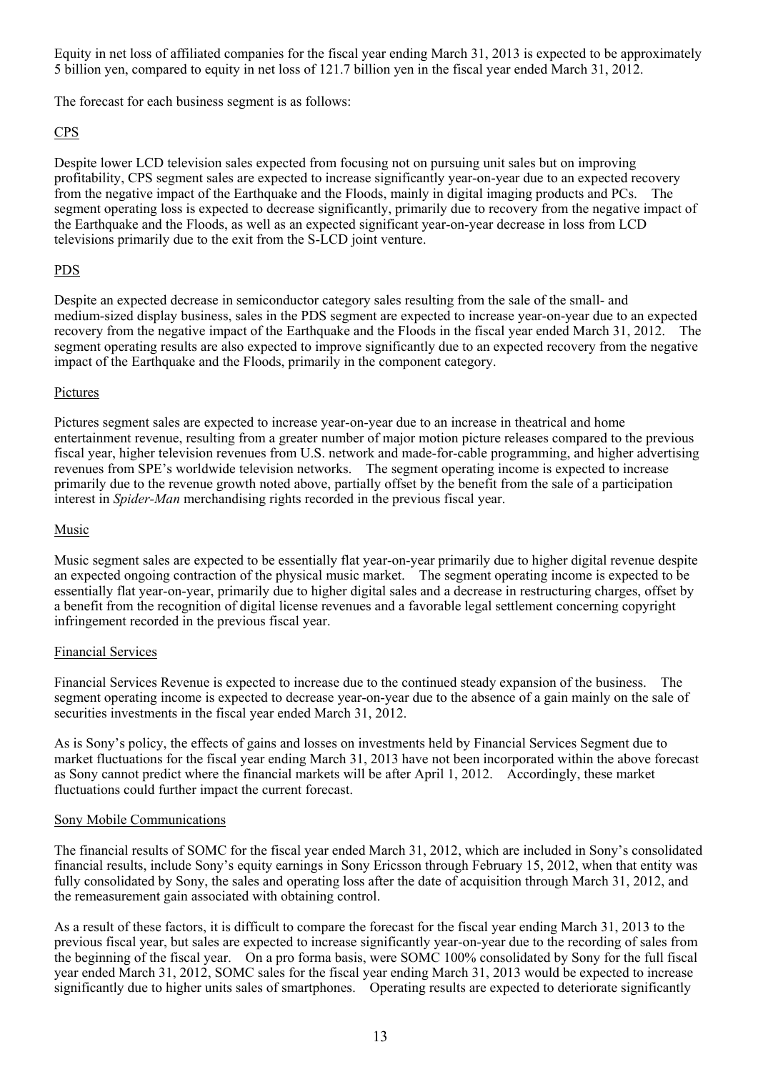Equity in net loss of affiliated companies for the fiscal year ending March 31, 2013 is expected to be approximately 5 billion yen, compared to equity in net loss of 121.7 billion yen in the fiscal year ended March 31, 2012.

The forecast for each business segment is as follows:

CPS

Despite lower LCD television sales expected from focusing not on pursuing unit sales but on improving profitability, CPS segment sales are expected to increase significantly year-on-year due to an expected recovery from the negative impact of the Earthquake and the Floods, mainly in digital imaging products and PCs. The segment operating loss is expected to decrease significantly, primarily due to recovery from the negative impact of the Earthquake and the Floods, as well as an expected significant year-on-year decrease in loss from LCD televisions primarily due to the exit from the S-LCD joint venture.

PDS

Despite an expected decrease in semiconductor category sales resulting from the sale of the small- and medium-sized display business, sales in the PDS segment are expected to increase year-on-year due to an expected recovery from the negative impact of the Earthquake and the Floods in the fiscal year ended March 31, 2012. The segment operating results are also expected to improve significantly due to an expected recovery from the negative impact of the Earthquake and the Floods, primarily in the component category.

Pictures

Pictures segment sales are expected to increase year-on-year due to an increase in theatrical and home entertainment revenue, resulting from a greater number of major motion picture releases compared to the previous fiscal year, higher television revenues from U.S. network and made-for-cable programming, and higher advertising revenues from SPE's worldwide television networks. The segment operating income is expected to increase primarily due to the revenue growth noted above, partially offset by the benefit from the sale of a participation interest in *Spider-Man* merchandising rights recorded in the previous fiscal year.

Music

Music segment sales are expected to be essentially flat year-on-year primarily due to higher digital revenue despite an expected ongoing contraction of the physical music market. The segment operating income is expected to be essentially flat year-on-year, primarily due to higher digital sales and a decrease in restructuring charges, offset by a benefit from the recognition of digital license revenues and a favorable legal settlement concerning copyright infringement recorded in the previous fiscal year.

Financial Services

Financial Services Revenue is expected to increase due to the continued steady expansion of the business. The segment operating income is expected to decrease year-on-year due to the absence of a gain mainly on the sale of securities investments in the fiscal year ended March 31, 2012.

As is Sony's policy, the effects of gains and losses on investments held by Financial Services Segment due to market fluctuations for the fiscal year ending March 31, 2013 have not been incorporated within the above forecast as Sony cannot predict where the financial markets will be after April 1, 2012. Accordingly, these market fluctuations could further impact the current forecast.

Sony Mobile Communications

The financial results of SOMC for the fiscal year ended March 31, 2012, which are included in Sony's consolidated financial results, include Sony's equity earnings in Sony Ericsson through February 15, 2012, when that entity was fully consolidated by Sony, the sales and operating loss after the date of acquisition through March 31, 2012, and the remeasurement gain associated with obtaining control.

As a result of these factors, it is difficult to compare the forecast for the fiscal year ending March 31, 2013 to the previous fiscal year, but sales are expected to increase significantly year-on-year due to the recording of sales from the beginning of the fiscal year. On a pro forma basis, were SOMC 100% consolidated by Sony for the full fiscal year ended March 31, 2012, SOMC sales for the fiscal year ending March 31, 2013 would be expected to increase significantly due to higher units sales of smartphones. Operating results are expected to deteriorate significantly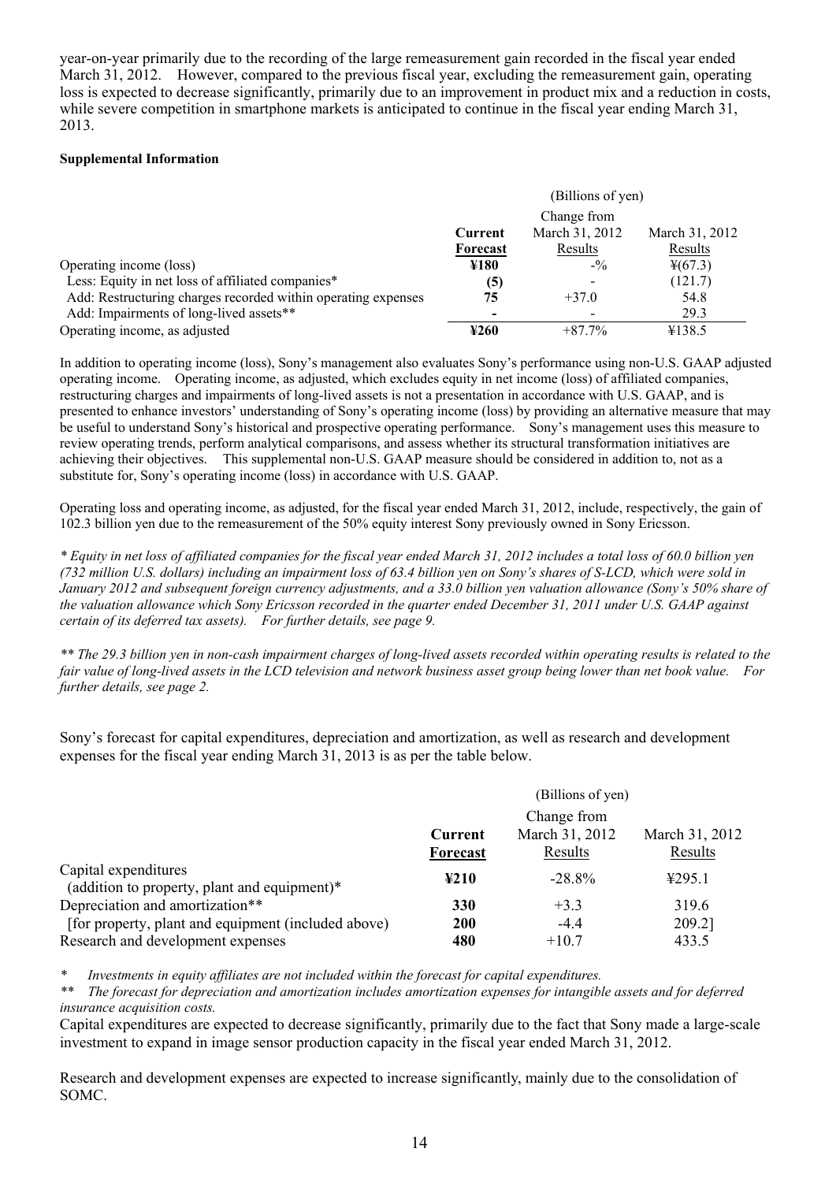year-on-year primarily due to the recording of the large remeasurement gain recorded in the fiscal year ended March 31, 2012. However, compared to the previous fiscal year, excluding the remeasurement gain, operating loss is expected to decrease significantly, primarily due to an improvement in product mix and a reduction in costs, while severe competition in smartphone markets is anticipated to continue in the fiscal year ending March 31, 2013.

**Supplemental Information**

| | (Billions of yen) | | |
|---|---|---|---|
| | **Current Forecast** | Change from March 31, 2012 Results | March 31, 2012 Results |
| Operating income (loss) | **¥180** | -% | ¥(67.3) |
| Less: Equity in net loss of affiliated companies* | **(5)** | - | (121.7) |
| Add: Restructuring charges recorded within operating expenses | **75** | +37.0 | 54.8 |
| Add: Impairments of long-lived assets** | **-** | - | 29.3 |
| Operating income, as adjusted | **¥260** | +87.7% | ¥138.5 |

In addition to operating income (loss), Sony's management also evaluates Sony's performance using non-U.S. GAAP adjusted operating income. Operating income, as adjusted, which excludes equity in net income (loss) of affiliated companies, restructuring charges and impairments of long-lived assets is not a presentation in accordance with U.S. GAAP, and is presented to enhance investors' understanding of Sony's operating income (loss) by providing an alternative measure that may be useful to understand Sony's historical and prospective operating performance. Sony's management uses this measure to review operating trends, perform analytical comparisons, and assess whether its structural transformation initiatives are achieving their objectives. This supplemental non-U.S. GAAP measure should be considered in addition to, not as a substitute for, Sony's operating income (loss) in accordance with U.S. GAAP.

Operating loss and operating income, as adjusted, for the fiscal year ended March 31, 2012, include, respectively, the gain of 102.3 billion yen due to the remeasurement of the 50% equity interest Sony previously owned in Sony Ericsson.

*\* Equity in net loss of affiliated companies for the fiscal year ended March 31, 2012 includes a total loss of 60.0 billion yen (732 million U.S. dollars) including an impairment loss of 63.4 billion yen on Sony's shares of S-LCD, which were sold in January 2012 and subsequent foreign currency adjustments, and a 33.0 billion yen valuation allowance (Sony's 50% share of the valuation allowance which Sony Ericsson recorded in the quarter ended December 31, 2011 under U.S. GAAP against certain of its deferred tax assets). For further details, see page 9.*

*\*\* The 29.3 billion yen in non-cash impairment charges of long-lived assets recorded within operating results is related to the fair value of long-lived assets in the LCD television and network business asset group being lower than net book value. For further details, see page 2.*

Sony's forecast for capital expenditures, depreciation and amortization, as well as research and development expenses for the fiscal year ending March 31, 2013 is as per the table below.

| | (Billions of yen) | | |
|---|---|---|---|
| | **Current Forecast** | Change from March 31, 2012 Results | March 31, 2012 Results |
| Capital expenditures (addition to property, plant and equipment)* | **¥210** | -28.8% | ¥295.1 |
| Depreciation and amortization** | **330** | +3.3 | 319.6 |
| [for property, plant and equipment (included above) | **200** | -4.4 | 209.2] |
| Research and development expenses | **480** | +10.7 | 433.5 |

*\* Investments in equity affiliates are not included within the forecast for capital expenditures.*

*\*\* The forecast for depreciation and amortization includes amortization expenses for intangible assets and for deferred insurance acquisition costs.*

Capital expenditures are expected to decrease significantly, primarily due to the fact that Sony made a large-scale investment to expand in image sensor production capacity in the fiscal year ended March 31, 2012.

Research and development expenses are expected to increase significantly, mainly due to the consolidation of SOMC.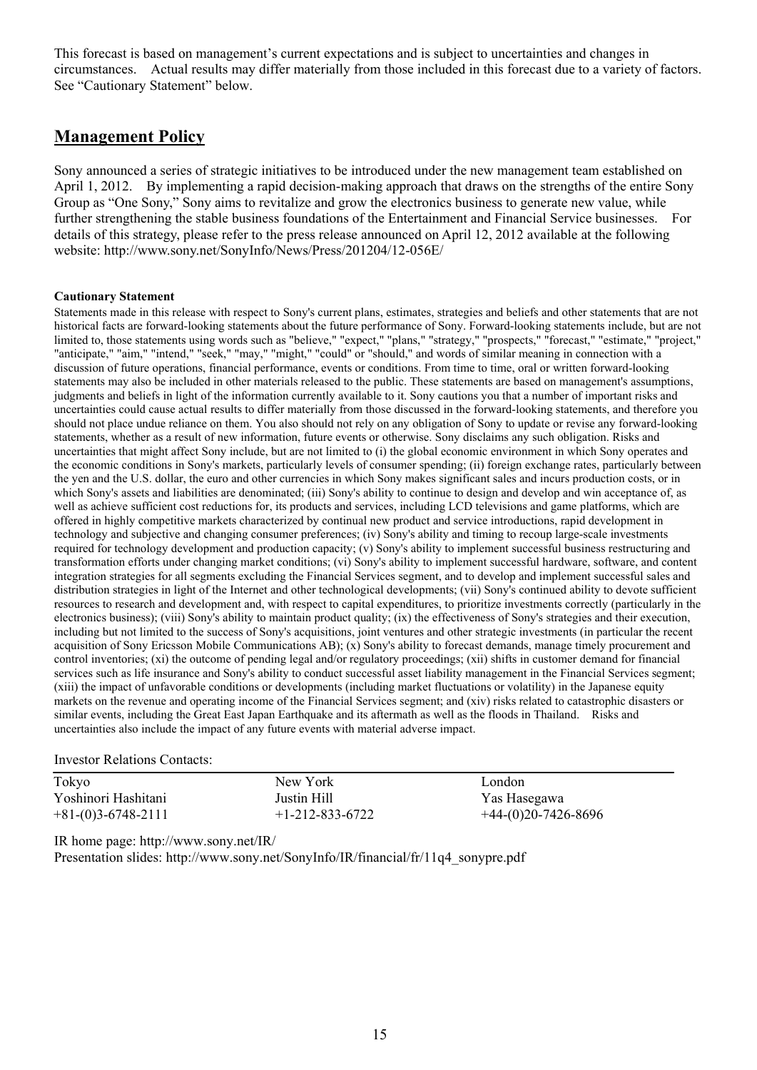This forecast is based on management's current expectations and is subject to uncertainties and changes in circumstances. Actual results may differ materially from those included in this forecast due to a variety of factors. See "Cautionary Statement" below.

## Management Policy

Sony announced a series of strategic initiatives to be introduced under the new management team established on April 1, 2012. By implementing a rapid decision-making approach that draws on the strengths of the entire Sony Group as "One Sony," Sony aims to revitalize and grow the electronics business to generate new value, while further strengthening the stable business foundations of the Entertainment and Financial Service businesses. For details of this strategy, please refer to the press release announced on April 12, 2012 available at the following website: http://www.sony.net/SonyInfo/News/Press/201204/12-056E/

**Cautionary Statement**

Statements made in this release with respect to Sony's current plans, estimates, strategies and beliefs and other statements that are not historical facts are forward-looking statements about the future performance of Sony. Forward-looking statements include, but are not limited to, those statements using words such as "believe," "expect," "plans," "strategy," "prospects," "forecast," "estimate," "project," "anticipate," "aim," "intend," "seek," "may," "might," "could" or "should," and words of similar meaning in connection with a discussion of future operations, financial performance, events or conditions. From time to time, oral or written forward-looking statements may also be included in other materials released to the public. These statements are based on management's assumptions, judgments and beliefs in light of the information currently available to it. Sony cautions you that a number of important risks and uncertainties could cause actual results to differ materially from those discussed in the forward-looking statements, and therefore you should not place undue reliance on them. You also should not rely on any obligation of Sony to update or revise any forward-looking statements, whether as a result of new information, future events or otherwise. Sony disclaims any such obligation. Risks and uncertainties that might affect Sony include, but are not limited to (i) the global economic environment in which Sony operates and the economic conditions in Sony's markets, particularly levels of consumer spending; (ii) foreign exchange rates, particularly between the yen and the U.S. dollar, the euro and other currencies in which Sony makes significant sales and incurs production costs, or in which Sony's assets and liabilities are denominated; (iii) Sony's ability to continue to design and develop and win acceptance of, as well as achieve sufficient cost reductions for, its products and services, including LCD televisions and game platforms, which are offered in highly competitive markets characterized by continual new product and service introductions, rapid development in technology and subjective and changing consumer preferences; (iv) Sony's ability and timing to recoup large-scale investments required for technology development and production capacity; (v) Sony's ability to implement successful business restructuring and transformation efforts under changing market conditions; (vi) Sony's ability to implement successful hardware, software, and content integration strategies for all segments excluding the Financial Services segment, and to develop and implement successful sales and distribution strategies in light of the Internet and other technological developments; (vii) Sony's continued ability to devote sufficient resources to research and development and, with respect to capital expenditures, to prioritize investments correctly (particularly in the electronics business); (viii) Sony's ability to maintain product quality; (ix) the effectiveness of Sony's strategies and their execution, including but not limited to the success of Sony's acquisitions, joint ventures and other strategic investments (in particular the recent acquisition of Sony Ericsson Mobile Communications AB); (x) Sony's ability to forecast demands, manage timely procurement and control inventories; (xi) the outcome of pending legal and/or regulatory proceedings; (xii) shifts in customer demand for financial services such as life insurance and Sony's ability to conduct successful asset liability management in the Financial Services segment; (xiii) the impact of unfavorable conditions or developments (including market fluctuations or volatility) in the Japanese equity markets on the revenue and operating income of the Financial Services segment; and (xiv) risks related to catastrophic disasters or similar events, including the Great East Japan Earthquake and its aftermath as well as the floods in Thailand. Risks and uncertainties also include the impact of any future events with material adverse impact.

Investor Relations Contacts:

| Tokyo | New York | London |
|---|---|---|
| Yoshinori Hashitani | Justin Hill | Yas Hasegawa |
| +81-(0)3-6748-2111 | +1-212-833-6722 | +44-(0)20-7426-8696 |

IR home page: http://www.sony.net/IR/

Presentation slides: http://www.sony.net/SonyInfo/IR/financial/fr/11q4_sonypre.pdf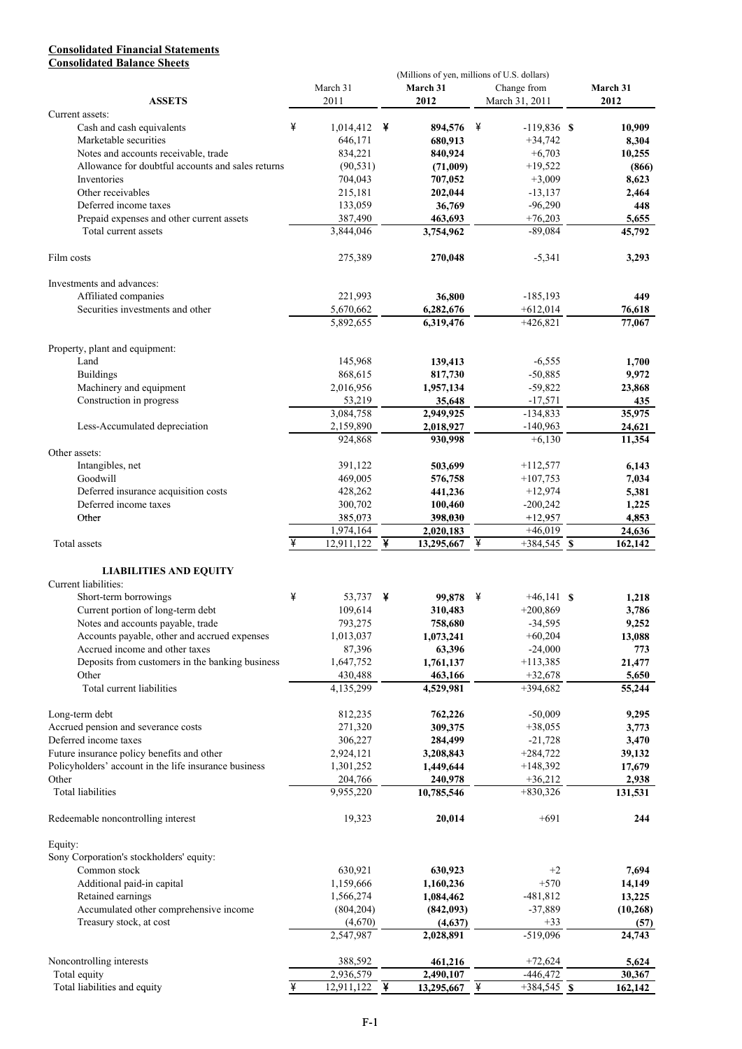**Consolidated Financial Statements**
**Consolidated Balance Sheets**

(Millions of yen, millions of U.S. dollars)

| ASSETS | March 31 2011 | March 31 2012 | Change from March 31, 2011 | March 31 2012 |
|---|---|---|---|---|
| Current assets: | | | | |
| Cash and cash equivalents | ¥ 1,014,412 | ¥ 894,576 | ¥ -119,836 | $ 10,909 |
| Marketable securities | 646,171 | 680,913 | +34,742 | 8,304 |
| Notes and accounts receivable, trade | 834,221 | 840,924 | +6,703 | 10,255 |
| Allowance for doubtful accounts and sales returns | (90,531) | (71,009) | +19,522 | (866) |
| Inventories | 704,043 | 707,052 | +3,009 | 8,623 |
| Other receivables | 215,181 | 202,044 | -13,137 | 2,464 |
| Deferred income taxes | 133,059 | 36,769 | -96,290 | 448 |
| Prepaid expenses and other current assets | 387,490 | 463,693 | +76,203 | 5,655 |
| Total current assets | 3,844,046 | 3,754,962 | -89,084 | 45,792 |
| Film costs | 275,389 | 270,048 | -5,341 | 3,293 |
| Investments and advances: | | | | |
| Affiliated companies | 221,993 | 36,800 | -185,193 | 449 |
| Securities investments and other | 5,670,662 | 6,282,676 | +612,014 | 76,618 |
| | 5,892,655 | 6,319,476 | +426,821 | 77,067 |
| Property, plant and equipment: | | | | |
| Land | 145,968 | 139,413 | -6,555 | 1,700 |
| Buildings | 868,615 | 817,730 | -50,885 | 9,972 |
| Machinery and equipment | 2,016,956 | 1,957,134 | -59,822 | 23,868 |
| Construction in progress | 53,219 | 35,648 | -17,571 | 435 |
| | 3,084,758 | 2,949,925 | -134,833 | 35,975 |
| Less-Accumulated depreciation | 2,159,890 | 2,018,927 | -140,963 | 24,621 |
| | 924,868 | 930,998 | +6,130 | 11,354 |
| Other assets: | | | | |
| Intangibles, net | 391,122 | 503,699 | +112,577 | 6,143 |
| Goodwill | 469,005 | 576,758 | +107,753 | 7,034 |
| Deferred insurance acquisition costs | 428,262 | 441,236 | +12,974 | 5,381 |
| Deferred income taxes | 300,702 | 100,460 | -200,242 | 1,225 |
| Other | 385,073 | 398,030 | +12,957 | 4,853 |
| | 1,974,164 | 2,020,183 | +46,019 | 24,636 |
| Total assets | ¥ 12,911,122 | ¥ 13,295,667 | ¥ +384,545 | $ 162,142 |
| **LIABILITIES AND EQUITY** | | | | |
| Current liabilities: | | | | |
| Short-term borrowings | ¥ 53,737 | ¥ 99,878 | ¥ +46,141 | $ 1,218 |
| Current portion of long-term debt | 109,614 | 310,483 | +200,869 | 3,786 |
| Notes and accounts payable, trade | 793,275 | 758,680 | -34,595 | 9,252 |
| Accounts payable, other and accrued expenses | 1,013,037 | 1,073,241 | +60,204 | 13,088 |
| Accrued income and other taxes | 87,396 | 63,396 | -24,000 | 773 |
| Deposits from customers in the banking business | 1,647,752 | 1,761,137 | +113,385 | 21,477 |
| Other | 430,488 | 463,166 | +32,678 | 5,650 |
| Total current liabilities | 4,135,299 | 4,529,981 | +394,682 | 55,244 |
| Long-term debt | 812,235 | 762,226 | -50,009 | 9,295 |
| Accrued pension and severance costs | 271,320 | 309,375 | +38,055 | 3,773 |
| Deferred income taxes | 306,227 | 284,499 | -21,728 | 3,470 |
| Future insurance policy benefits and other | 2,924,121 | 3,208,843 | +284,722 | 39,132 |
| Policyholders' account in the life insurance business | 1,301,252 | 1,449,644 | +148,392 | 17,679 |
| Other | 204,766 | 240,978 | +36,212 | 2,938 |
| Total liabilities | 9,955,220 | 10,785,546 | +830,326 | 131,531 |
| Redeemable noncontrolling interest | 19,323 | 20,014 | +691 | 244 |
| Equity: | | | | |
| Sony Corporation's stockholders' equity: | | | | |
| Common stock | 630,921 | 630,923 | +2 | 7,694 |
| Additional paid-in capital | 1,159,666 | 1,160,236 | +570 | 14,149 |
| Retained earnings | 1,566,274 | 1,084,462 | -481,812 | 13,225 |
| Accumulated other comprehensive income | (804,204) | (842,093) | -37,889 | (10,268) |
| Treasury stock, at cost | (4,670) | (4,637) | +33 | (57) |
| | 2,547,987 | 2,028,891 | -519,096 | 24,743 |
| Noncontrolling interests | 388,592 | 461,216 | +72,624 | 5,624 |
| Total equity | 2,936,579 | 2,490,107 | -446,472 | 30,367 |
| Total liabilities and equity | ¥ 12,911,122 | ¥ 13,295,667 | ¥ +384,545 | $ 162,142 |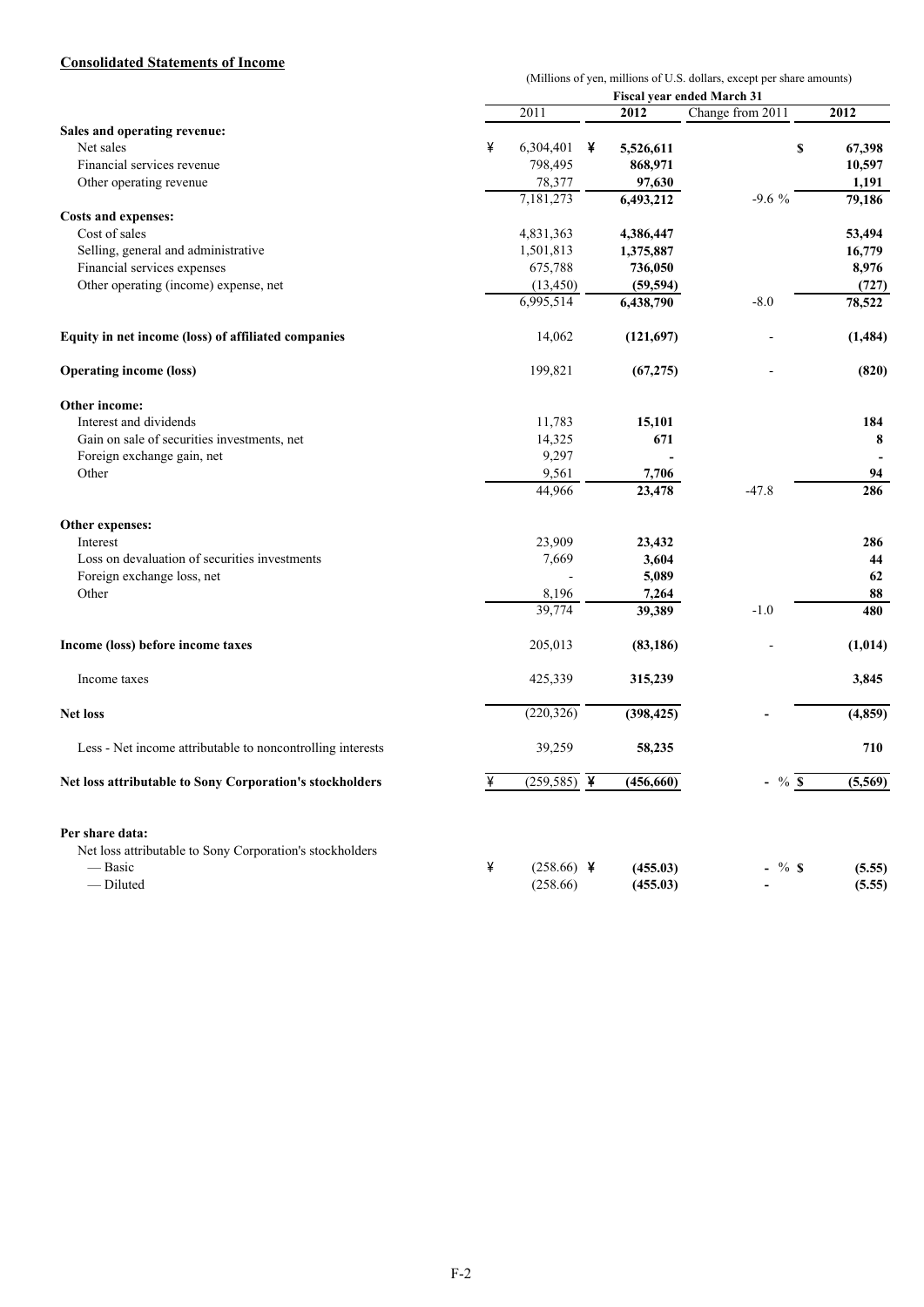**Consolidated Statements of Income**

(Millions of yen, millions of U.S. dollars, except per share amounts)

| | Fiscal year ended March 31 | | | |
|---|---|---|---|---|
| | 2011 | 2012 | Change from 2011 | 2012 |
| **Sales and operating revenue:** | | | | |
| Net sales | ¥ 6,304,401 | ¥ **5,526,611** | | $ **67,398** |
| Financial services revenue | 798,495 | **868,971** | | **10,597** |
| Other operating revenue | 78,377 | **97,630** | | **1,191** |
| | 7,181,273 | **6,493,212** | -9.6 % | **79,186** |
| **Costs and expenses:** | | | | |
| Cost of sales | 4,831,363 | **4,386,447** | | **53,494** |
| Selling, general and administrative | 1,501,813 | **1,375,887** | | **16,779** |
| Financial services expenses | 675,788 | **736,050** | | **8,976** |
| Other operating (income) expense, net | (13,450) | **(59,594)** | | **(727)** |
| | 6,995,514 | **6,438,790** | -8.0 | **78,522** |
| **Equity in net income (loss) of affiliated companies** | 14,062 | **(121,697)** | - | **(1,484)** |
| **Operating income (loss)** | 199,821 | **(67,275)** | - | **(820)** |
| **Other income:** | | | | |
| Interest and dividends | 11,783 | **15,101** | | **184** |
| Gain on sale of securities investments, net | 14,325 | **671** | | **8** |
| Foreign exchange gain, net | 9,297 | **-** | | **-** |
| Other | 9,561 | **7,706** | | **94** |
| | 44,966 | **23,478** | -47.8 | **286** |
| **Other expenses:** | | | | |
| Interest | 23,909 | **23,432** | | **286** |
| Loss on devaluation of securities investments | 7,669 | **3,604** | | **44** |
| Foreign exchange loss, net | - | **5,089** | | **62** |
| Other | 8,196 | **7,264** | | **88** |
| | 39,774 | **39,389** | -1.0 | **480** |
| **Income (loss) before income taxes** | 205,013 | **(83,186)** | - | **(1,014)** |
| Income taxes | 425,339 | **315,239** | | **3,845** |
| **Net loss** | (220,326) | **(398,425)** | **-** | **(4,859)** |
| Less - Net income attributable to noncontrolling interests | 39,259 | **58,235** | | **710** |
| **Net loss attributable to Sony Corporation's stockholders** | ¥ (259,585) | ¥ **(456,660)** | - % | $ **(5,569)** |
| **Per share data:** | | | | |
| Net loss attributable to Sony Corporation's stockholders | | | | |
| — Basic | ¥ (258.66) | ¥ **(455.03)** | - % | $ **(5.55)** |
| — Diluted | (258.66) | **(455.03)** | **-** | **(5.55)** |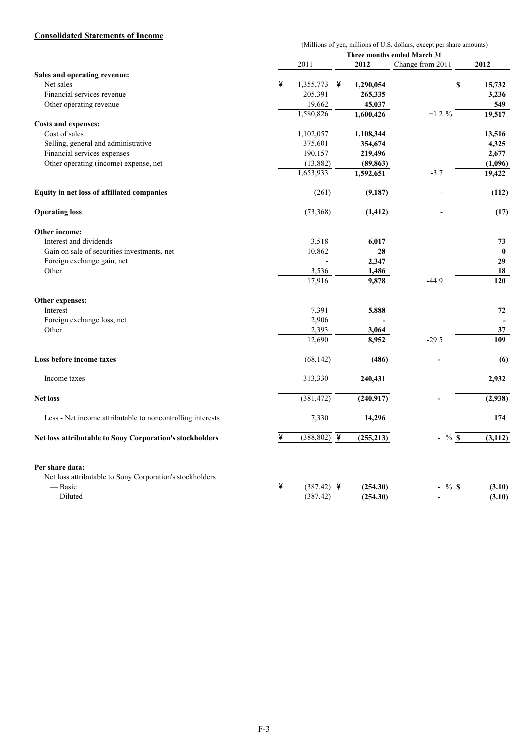**Consolidated Statements of Income**

(Millions of yen, millions of U.S. dollars, except per share amounts)

| | Three months ended March 31 | | | |
|---|---|---|---|---|
| | 2011 | 2012 | Change from 2011 | 2012 |
| **Sales and operating revenue:** | | | | |
| Net sales | ¥ 1,355,773 | ¥ **1,290,054** | | $ **15,732** |
| Financial services revenue | 205,391 | **265,335** | | **3,236** |
| Other operating revenue | 19,662 | **45,037** | | **549** |
| | 1,580,826 | **1,600,426** | +1.2 % | **19,517** |
| **Costs and expenses:** | | | | |
| Cost of sales | 1,102,057 | **1,108,344** | | **13,516** |
| Selling, general and administrative | 375,601 | **354,674** | | **4,325** |
| Financial services expenses | 190,157 | **219,496** | | **2,677** |
| Other operating (income) expense, net | (13,882) | **(89,863)** | | **(1,096)** |
| | 1,653,933 | **1,592,651** | -3.7 | **19,422** |
| **Equity in net loss of affiliated companies** | (261) | **(9,187)** | - | **(112)** |
| **Operating loss** | (73,368) | **(1,412)** | - | **(17)** |
| **Other income:** | | | | |
| Interest and dividends | 3,518 | **6,017** | | **73** |
| Gain on sale of securities investments, net | 10,862 | **28** | | **0** |
| Foreign exchange gain, net | - | **2,347** | | **29** |
| Other | 3,536 | **1,486** | | **18** |
| | 17,916 | **9,878** | -44.9 | **120** |
| **Other expenses:** | | | | |
| Interest | 7,391 | **5,888** | | **72** |
| Foreign exchange loss, net | 2,906 | **-** | | **-** |
| Other | 2,393 | **3,064** | | **37** |
| | 12,690 | **8,952** | -29.5 | **109** |
| **Loss before income taxes** | (68,142) | **(486)** | **-** | **(6)** |
| Income taxes | 313,330 | **240,431** | | **2,932** |
| **Net loss** | (381,472) | **(240,917)** | **-** | **(2,938)** |
| Less - Net income attributable to noncontrolling interests | 7,330 | **14,296** | | **174** |
| **Net loss attributable to Sony Corporation's stockholders** | ¥ (388,802) | ¥ **(255,213)** | - % | $ **(3,112)** |
| **Per share data:** | | | | |
| Net loss attributable to Sony Corporation's stockholders | | | | |
| — Basic | ¥ (387.42) | ¥ **(254.30)** | - % | $ **(3.10)** |
| — Diluted | (387.42) | **(254.30)** | **-** | **(3.10)** |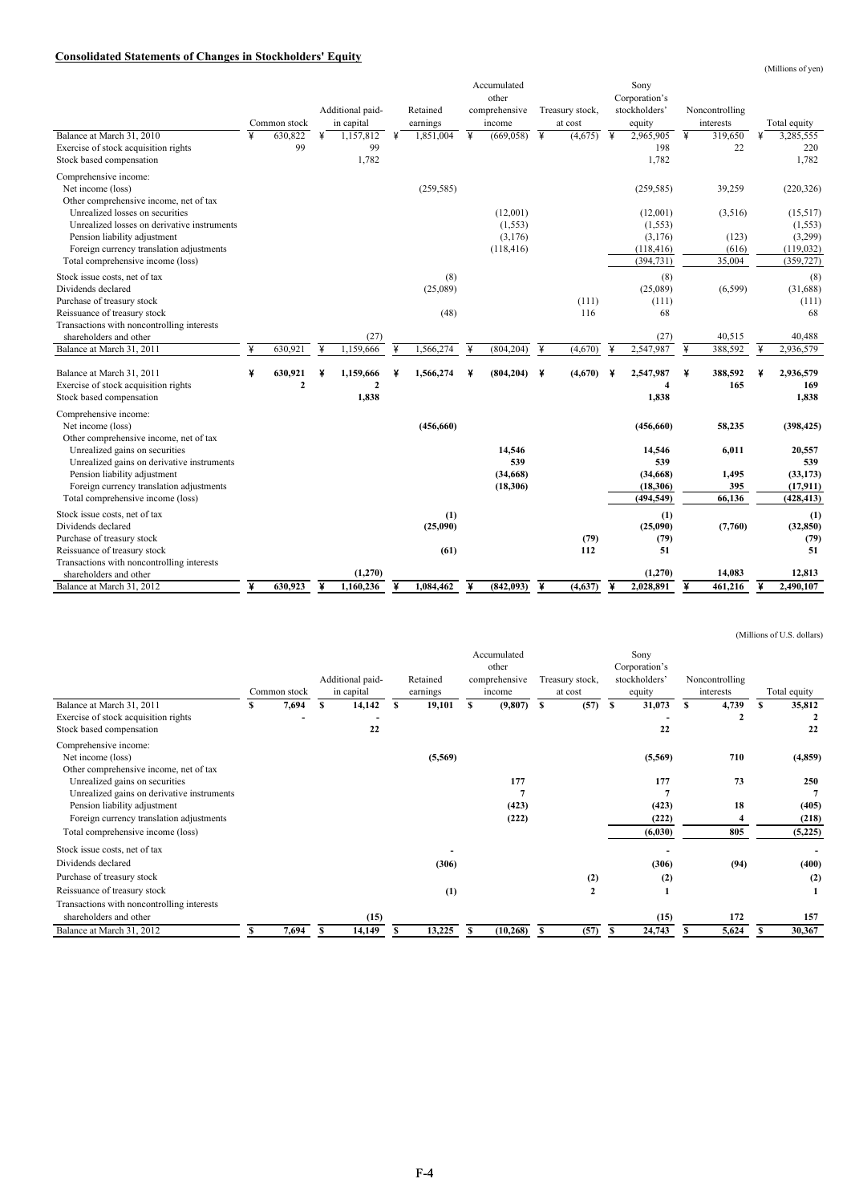## Consolidated Statements of Changes in Stockholders' Equity

(Millions of yen)

| | Common stock | Additional paid-in capital | Retained earnings | Accumulated other comprehensive income | Treasury stock, at cost | Sony Corporation's stockholders' equity | Noncontrolling interests | Total equity |
|---|---|---|---|---|---|---|---|---|
| Balance at March 31, 2010 | ¥ 630,822 | ¥ 1,157,812 | ¥ 1,851,004 | ¥ (669,058) | ¥ (4,675) | ¥ 2,965,905 | ¥ 319,650 | ¥ 3,285,555 |
| Exercise of stock acquisition rights | 99 | 99 | | | | 198 | 22 | 220 |
| Stock based compensation | | 1,782 | | | | 1,782 | | 1,782 |
| Comprehensive income: | | | | | | | | |
| Net income (loss) | | | (259,585) | | | (259,585) | 39,259 | (220,326) |
| Other comprehensive income, net of tax | | | | | | | | |
| Unrealized losses on securities | | | | (12,001) | | (12,001) | (3,516) | (15,517) |
| Unrealized losses on derivative instruments | | | | (1,553) | | (1,553) | | (1,553) |
| Pension liability adjustment | | | | (3,176) | | (3,176) | (123) | (3,299) |
| Foreign currency translation adjustments | | | | (118,416) | | (118,416) | (616) | (119,032) |
| Total comprehensive income (loss) | | | | | | (394,731) | 35,004 | (359,727) |
| Stock issue costs, net of tax | | | (8) | | | (8) | | (8) |
| Dividends declared | | | (25,089) | | | (25,089) | (6,599) | (31,688) |
| Purchase of treasury stock | | | | | (111) | (111) | | (111) |
| Reissuance of treasury stock | | | (48) | | 116 | 68 | | 68 |
| Transactions with noncontrolling interests shareholders and other | | (27) | | | | (27) | 40,515 | 40,488 |
| Balance at March 31, 2011 | ¥ 630,921 | ¥ 1,159,666 | ¥ 1,566,274 | ¥ (804,204) | ¥ (4,670) | ¥ 2,547,987 | ¥ 388,592 | ¥ 2,936,579 |
| | | | | | | | | |
| **Balance at March 31, 2011** | **¥ 630,921** | **¥ 1,159,666** | **¥ 1,566,274** | **¥ (804,204)** | **¥ (4,670)** | **¥ 2,547,987** | **¥ 388,592** | **¥ 2,936,579** |
| Exercise of stock acquisition rights | **2** | **2** | | | | **4** | **165** | **169** |
| Stock based compensation | | **1,838** | | | | **1,838** | | **1,838** |
| Comprehensive income: | | | | | | | | |
| Net income (loss) | | | **(456,660)** | | | **(456,660)** | **58,235** | **(398,425)** |
| Other comprehensive income, net of tax | | | | | | | | |
| Unrealized gains on securities | | | | **14,546** | | **14,546** | **6,011** | **20,557** |
| Unrealized gains on derivative instruments | | | | **539** | | **539** | | **539** |
| Pension liability adjustment | | | | **(34,668)** | | **(34,668)** | **1,495** | **(33,173)** |
| Foreign currency translation adjustments | | | | **(18,306)** | | **(18,306)** | **395** | **(17,911)** |
| Total comprehensive income (loss) | | | | | | **(494,549)** | **66,136** | **(428,413)** |
| Stock issue costs, net of tax | | | **(1)** | | | **(1)** | | **(1)** |
| Dividends declared | | | **(25,090)** | | | **(25,090)** | **(7,760)** | **(32,850)** |
| Purchase of treasury stock | | | | | **(79)** | **(79)** | | **(79)** |
| Reissuance of treasury stock | | | **(61)** | | **112** | **51** | | **51** |
| Transactions with noncontrolling interests shareholders and other | | **(1,270)** | | | | **(1,270)** | **14,083** | **12,813** |
| Balance at March 31, 2012 | **¥ 630,923** | **¥ 1,160,236** | **¥ 1,084,462** | **¥ (842,093)** | **¥ (4,637)** | **¥ 2,028,891** | **¥ 461,216** | **¥ 2,490,107** |

(Millions of U.S. dollars)

| | Common stock | Additional paid-in capital | Retained earnings | Accumulated other comprehensive income | Treasury stock, at cost | Sony Corporation's stockholders' equity | Noncontrolling interests | Total equity |
|---|---|---|---|---|---|---|---|---|
| Balance at March 31, 2011 | **$ 7,694** | **$ 14,142** | **$ 19,101** | **$ (9,807)** | **$ (57)** | **$ 31,073** | **$ 4,739** | **$ 35,812** |
| Exercise of stock acquisition rights | **-** | **-** | | | | **-** | **2** | **2** |
| Stock based compensation | | **22** | | | | **22** | | **22** |
| Comprehensive income: | | | | | | | | |
| Net income (loss) | | | **(5,569)** | | | **(5,569)** | **710** | **(4,859)** |
| Other comprehensive income, net of tax | | | | | | | | |
| Unrealized gains on securities | | | | **177** | | **177** | **73** | **250** |
| Unrealized gains on derivative instruments | | | | **7** | | **7** | | **7** |
| Pension liability adjustment | | | | **(423)** | | **(423)** | **18** | **(405)** |
| Foreign currency translation adjustments | | | | **(222)** | | **(222)** | **4** | **(218)** |
| Total comprehensive income (loss) | | | | | | **(6,030)** | **805** | **(5,225)** |
| Stock issue costs, net of tax | | | **-** | | | **-** | | **-** |
| Dividends declared | | | **(306)** | | | **(306)** | **(94)** | **(400)** |
| Purchase of treasury stock | | | | | **(2)** | **(2)** | | **(2)** |
| Reissuance of treasury stock | | | **(1)** | | **2** | **1** | | **1** |
| Transactions with noncontrolling interests shareholders and other | | **(15)** | | | | **(15)** | **172** | **157** |
| Balance at March 31, 2012 | **$ 7,694** | **$ 14,149** | **$ 13,225** | **$ (10,268)** | **$ (57)** | **$ 24,743** | **$ 5,624** | **$ 30,367** |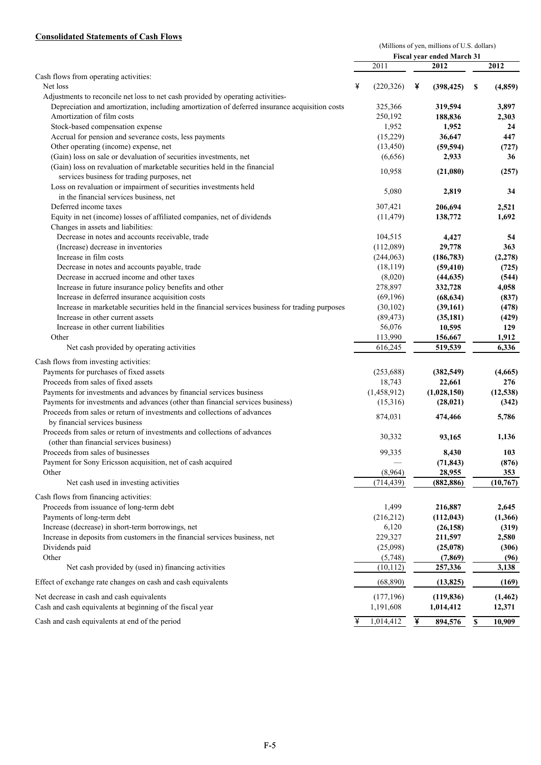**Consolidated Statements of Cash Flows**

| | (Millions of yen, millions of U.S. dollars) | | |
|---|---|---|---|
| | Fiscal year ended March 31 | | |
| | 2011 | **2012** | **2012** |
| Cash flows from operating activities: | | | |
| Net loss | ¥ (220,326) | ¥ **(398,425)** | $ **(4,859)** |
| Adjustments to reconcile net loss to net cash provided by operating activities- | | | |
| Depreciation and amortization, including amortization of deferred insurance acquisition costs | 325,366 | **319,594** | **3,897** |
| Amortization of film costs | 250,192 | **188,836** | **2,303** |
| Stock-based compensation expense | 1,952 | **1,952** | **24** |
| Accrual for pension and severance costs, less payments | (15,229) | **36,647** | **447** |
| Other operating (income) expense, net | (13,450) | **(59,594)** | **(727)** |
| (Gain) loss on sale or devaluation of securities investments, net | (6,656) | **2,933** | **36** |
| (Gain) loss on revaluation of marketable securities held in the financial services business for trading purposes, net | 10,958 | **(21,080)** | **(257)** |
| Loss on revaluation or impairment of securities investments held in the financial services business, net | 5,080 | **2,819** | **34** |
| Deferred income taxes | 307,421 | **206,694** | **2,521** |
| Equity in net (income) losses of affiliated companies, net of dividends | (11,479) | **138,772** | **1,692** |
| Changes in assets and liabilities: | | | |
| Decrease in notes and accounts receivable, trade | 104,515 | **4,427** | **54** |
| (Increase) decrease in inventories | (112,089) | **29,778** | **363** |
| Increase in film costs | (244,063) | **(186,783)** | **(2,278)** |
| Decrease in notes and accounts payable, trade | (18,119) | **(59,410)** | **(725)** |
| Decrease in accrued income and other taxes | (8,020) | **(44,635)** | **(544)** |
| Increase in future insurance policy benefits and other | 278,897 | **332,728** | **4,058** |
| Increase in deferred insurance acquisition costs | (69,196) | **(68,634)** | **(837)** |
| Increase in marketable securities held in the financial services business for trading purposes | (30,102) | **(39,161)** | **(478)** |
| Increase in other current assets | (89,473) | **(35,181)** | **(429)** |
| Increase in other current liabilities | 56,076 | **10,595** | **129** |
| Other | 113,990 | **156,667** | **1,912** |
| Net cash provided by operating activities | 616,245 | **519,539** | **6,336** |
| Cash flows from investing activities: | | | |
| Payments for purchases of fixed assets | (253,688) | **(382,549)** | **(4,665)** |
| Proceeds from sales of fixed assets | 18,743 | **22,661** | **276** |
| Payments for investments and advances by financial services business | (1,458,912) | **(1,028,150)** | **(12,538)** |
| Payments for investments and advances (other than financial services business) | (15,316) | **(28,021)** | **(342)** |
| Proceeds from sales or return of investments and collections of advances by financial services business | 874,031 | **474,466** | **5,786** |
| Proceeds from sales or return of investments and collections of advances (other than financial services business) | 30,332 | **93,165** | **1,136** |
| Proceeds from sales of businesses | 99,335 | **8,430** | **103** |
| Payment for Sony Ericsson acquisition, net of cash acquired | — | **(71,843)** | **(876)** |
| Other | (8,964) | **28,955** | **353** |
| Net cash used in investing activities | (714,439) | **(882,886)** | **(10,767)** |
| Cash flows from financing activities: | | | |
| Proceeds from issuance of long-term debt | 1,499 | **216,887** | **2,645** |
| Payments of long-term debt | (216,212) | **(112,043)** | **(1,366)** |
| Increase (decrease) in short-term borrowings, net | 6,120 | **(26,158)** | **(319)** |
| Increase in deposits from customers in the financial services business, net | 229,327 | **211,597** | **2,580** |
| Dividends paid | (25,098) | **(25,078)** | **(306)** |
| Other | (5,748) | **(7,869)** | **(96)** |
| Net cash provided by (used in) financing activities | (10,112) | **257,336** | **3,138** |
| Effect of exchange rate changes on cash and cash equivalents | (68,890) | **(13,825)** | **(169)** |
| Net decrease in cash and cash equivalents | (177,196) | **(119,836)** | **(1,462)** |
| Cash and cash equivalents at beginning of the fiscal year | 1,191,608 | **1,014,412** | **12,371** |
| Cash and cash equivalents at end of the period | ¥ 1,014,412 | ¥ **894,576** | $ **10,909** |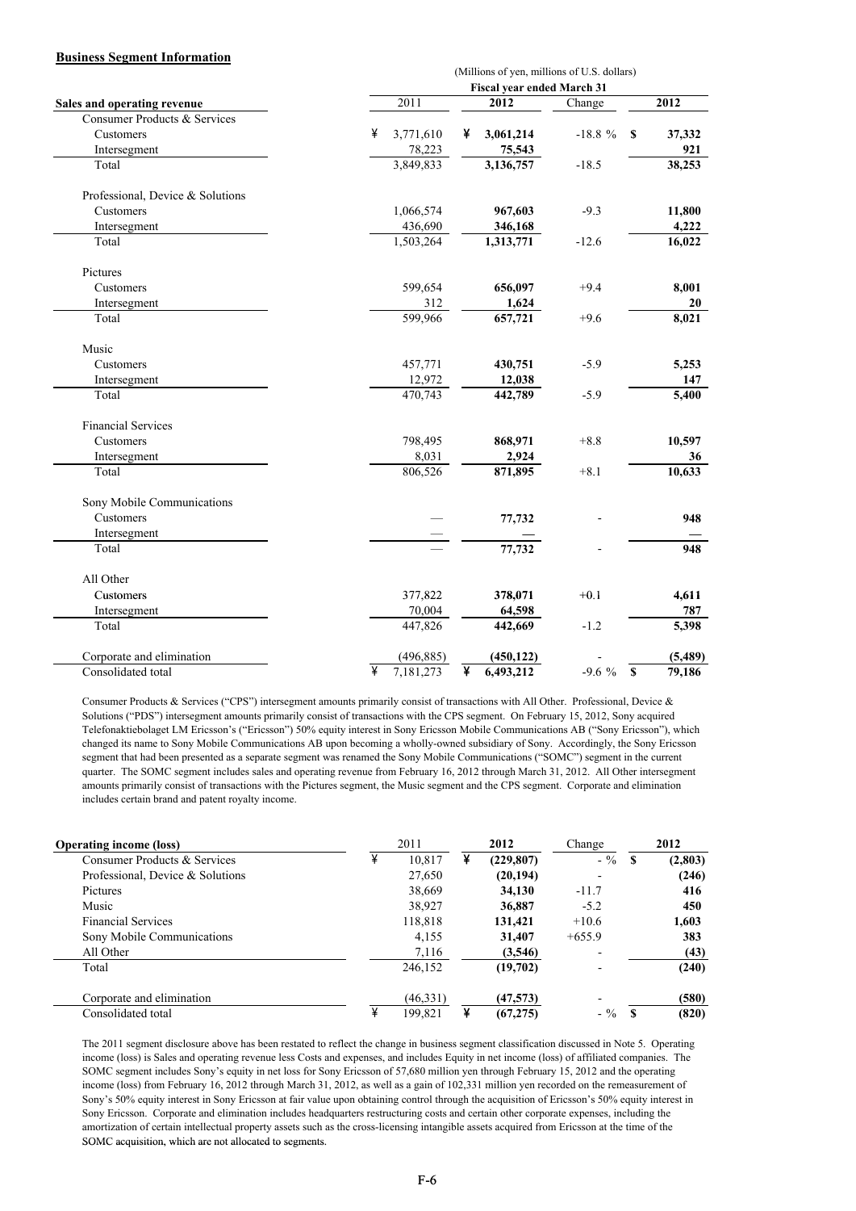**Business Segment Information**

| | (Millions of yen, millions of U.S. dollars) | | | |
|---|---|---|---|---|
| | Fiscal year ended March 31 | | | |
| **Sales and operating revenue** | 2011 | **2012** | Change | **2012** |
| Consumer Products & Services | | | | |
| Customers | ¥ 3,771,610 | ¥ **3,061,214** | -18.8 % | $ **37,332** |
| Intersegment | 78,223 | **75,543** | | **921** |
| Total | 3,849,833 | **3,136,757** | -18.5 | **38,253** |
| Professional, Device & Solutions | | | | |
| Customers | 1,066,574 | **967,603** | -9.3 | **11,800** |
| Intersegment | 436,690 | **346,168** | | **4,222** |
| Total | 1,503,264 | **1,313,771** | -12.6 | **16,022** |
| Pictures | | | | |
| Customers | 599,654 | **656,097** | +9.4 | **8,001** |
| Intersegment | 312 | **1,624** | | **20** |
| Total | 599,966 | **657,721** | +9.6 | **8,021** |
| Music | | | | |
| Customers | 457,771 | **430,751** | -5.9 | **5,253** |
| Intersegment | 12,972 | **12,038** | | **147** |
| Total | 470,743 | **442,789** | -5.9 | **5,400** |
| Financial Services | | | | |
| Customers | 798,495 | **868,971** | +8.8 | **10,597** |
| Intersegment | 8,031 | **2,924** | | **36** |
| Total | 806,526 | **871,895** | +8.1 | **10,633** |
| Sony Mobile Communications | | | | |
| Customers | — | **77,732** | - | **948** |
| Intersegment | — | **—** | | **—** |
| Total | — | **77,732** | - | **948** |
| All Other | | | | |
| Customers | 377,822 | **378,071** | +0.1 | **4,611** |
| Intersegment | 70,004 | **64,598** | | **787** |
| Total | 447,826 | **442,669** | -1.2 | **5,398** |
| Corporate and elimination | (496,885) | **(450,122)** | - | **(5,489)** |
| Consolidated total | ¥ 7,181,273 | ¥ **6,493,212** | -9.6 % | $ **79,186** |

Consumer Products & Services ("CPS") intersegment amounts primarily consist of transactions with All Other. Professional, Device & Solutions ("PDS") intersegment amounts primarily consist of transactions with the CPS segment. On February 15, 2012, Sony acquired Telefonaktiebolaget LM Ericsson's ("Ericsson") 50% equity interest in Sony Ericsson Mobile Communications AB ("Sony Ericsson"), which changed its name to Sony Mobile Communications AB upon becoming a wholly-owned subsidiary of Sony. Accordingly, the Sony Ericsson segment that had been presented as a separate segment was renamed the Sony Mobile Communications ("SOMC") segment in the current quarter. The SOMC segment includes sales and operating revenue from February 16, 2012 through March 31, 2012. All Other intersegment amounts primarily consist of transactions with the Pictures segment, the Music segment and the CPS segment. Corporate and elimination includes certain brand and patent royalty income.

| **Operating income (loss)** | 2011 | **2012** | Change | **2012** |
|---|---|---|---|---|
| Consumer Products & Services | ¥ 10,817 | ¥ **(229,807)** | - % | $ **(2,803)** |
| Professional, Device & Solutions | 27,650 | **(20,194)** | - | **(246)** |
| Pictures | 38,669 | **34,130** | -11.7 | **416** |
| Music | 38,927 | **36,887** | -5.2 | **450** |
| Financial Services | 118,818 | **131,421** | +10.6 | **1,603** |
| Sony Mobile Communications | 4,155 | **31,407** | +655.9 | **383** |
| All Other | 7,116 | **(3,546)** | - | **(43)** |
| Total | 246,152 | **(19,702)** | - | **(240)** |
| Corporate and elimination | (46,331) | **(47,573)** | - | **(580)** |
| Consolidated total | ¥ 199,821 | ¥ **(67,275)** | - % | $ **(820)** |

The 2011 segment disclosure above has been restated to reflect the change in business segment classification discussed in Note 5. Operating income (loss) is Sales and operating revenue less Costs and expenses, and includes Equity in net income (loss) of affiliated companies. The SOMC segment includes Sony's equity in net loss for Sony Ericsson of 57,680 million yen through February 15, 2012 and the operating income (loss) from February 16, 2012 through March 31, 2012, as well as a gain of 102,331 million yen recorded on the remeasurement of Sony's 50% equity interest in Sony Ericsson at fair value upon obtaining control through the acquisition of Ericsson's 50% equity interest in Sony Ericsson. Corporate and elimination includes headquarters restructuring costs and certain other corporate expenses, including the amortization of certain intellectual property assets such as the cross-licensing intangible assets acquired from Ericsson at the time of the SOMC acquisition, which are not allocated to segments.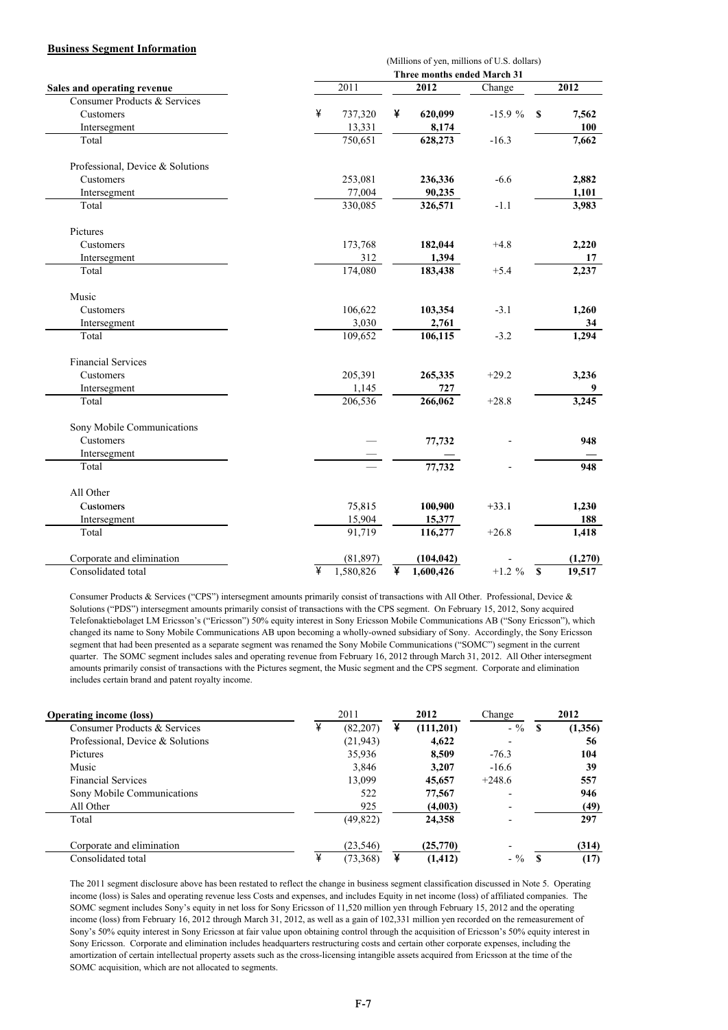**Business Segment Information**

| Sales and operating revenue | 2011 | 2012 | Change | 2012 |
|---|---|---|---|---|
| | (Millions of yen, millions of U.S. dollars) | | | |
| | Three months ended March 31 | | | |
| Consumer Products & Services | | | | |
| Customers | ¥ 737,320 | ¥ **620,099** | -15.9 % | $ **7,562** |
| Intersegment | 13,331 | **8,174** | | **100** |
| Total | 750,651 | **628,273** | -16.3 | **7,662** |
| Professional, Device & Solutions | | | | |
| Customers | 253,081 | **236,336** | -6.6 | **2,882** |
| Intersegment | 77,004 | **90,235** | | **1,101** |
| Total | 330,085 | **326,571** | -1.1 | **3,983** |
| Pictures | | | | |
| Customers | 173,768 | **182,044** | +4.8 | **2,220** |
| Intersegment | 312 | **1,394** | | **17** |
| Total | 174,080 | **183,438** | +5.4 | **2,237** |
| Music | | | | |
| Customers | 106,622 | **103,354** | -3.1 | **1,260** |
| Intersegment | 3,030 | **2,761** | | **34** |
| Total | 109,652 | **106,115** | -3.2 | **1,294** |
| Financial Services | | | | |
| Customers | 205,391 | **265,335** | +29.2 | **3,236** |
| Intersegment | 1,145 | **727** | | **9** |
| Total | 206,536 | **266,062** | +28.8 | **3,245** |
| Sony Mobile Communications | | | | |
| Customers | — | **77,732** | - | **948** |
| Intersegment | — | **—** | | **—** |
| Total | — | **77,732** | - | **948** |
| All Other | | | | |
| Customers | 75,815 | **100,900** | +33.1 | **1,230** |
| Intersegment | 15,904 | **15,377** | | **188** |
| Total | 91,719 | **116,277** | +26.8 | **1,418** |
| Corporate and elimination | (81,897) | **(104,042)** | - | **(1,270)** |
| Consolidated total | ¥ 1,580,826 | ¥ **1,600,426** | +1.2 % | $ **19,517** |

Consumer Products & Services ("CPS") intersegment amounts primarily consist of transactions with All Other. Professional, Device & Solutions ("PDS") intersegment amounts primarily consist of transactions with the CPS segment. On February 15, 2012, Sony acquired Telefonaktiebolaget LM Ericsson's ("Ericsson") 50% equity interest in Sony Ericsson Mobile Communications AB ("Sony Ericsson"), which changed its name to Sony Mobile Communications AB upon becoming a wholly-owned subsidiary of Sony. Accordingly, the Sony Ericsson segment that had been presented as a separate segment was renamed the Sony Mobile Communications ("SOMC") segment in the current quarter. The SOMC segment includes sales and operating revenue from February 16, 2012 through March 31, 2012. All Other intersegment amounts primarily consist of transactions with the Pictures segment, the Music segment and the CPS segment. Corporate and elimination includes certain brand and patent royalty income.

| Operating income (loss) | 2011 | 2012 | Change | 2012 |
|---|---|---|---|---|
| Consumer Products & Services | ¥ (82,207) | ¥ **(111,201)** | - % | $ **(1,356)** |
| Professional, Device & Solutions | (21,943) | **4,622** | - | **56** |
| Pictures | 35,936 | **8,509** | -76.3 | **104** |
| Music | 3,846 | **3,207** | -16.6 | **39** |
| Financial Services | 13,099 | **45,657** | +248.6 | **557** |
| Sony Mobile Communications | 522 | **77,567** | - | **946** |
| All Other | 925 | **(4,003)** | - | **(49)** |
| Total | (49,822) | **24,358** | - | **297** |
| Corporate and elimination | (23,546) | **(25,770)** | - | **(314)** |
| Consolidated total | ¥ (73,368) | ¥ **(1,412)** | - % | $ **(17)** |

The 2011 segment disclosure above has been restated to reflect the change in business segment classification discussed in Note 5. Operating income (loss) is Sales and operating revenue less Costs and expenses, and includes Equity in net income (loss) of affiliated companies. The SOMC segment includes Sony's equity in net loss for Sony Ericsson of 11,520 million yen through February 15, 2012 and the operating income (loss) from February 16, 2012 through March 31, 2012, as well as a gain of 102,331 million yen recorded on the remeasurement of Sony's 50% equity interest in Sony Ericsson at fair value upon obtaining control through the acquisition of Ericsson's 50% equity interest in Sony Ericsson. Corporate and elimination includes headquarters restructuring costs and certain other corporate expenses, including the amortization of certain intellectual property assets such as the cross-licensing intangible assets acquired from Ericsson at the time of the SOMC acquisition, which are not allocated to segments.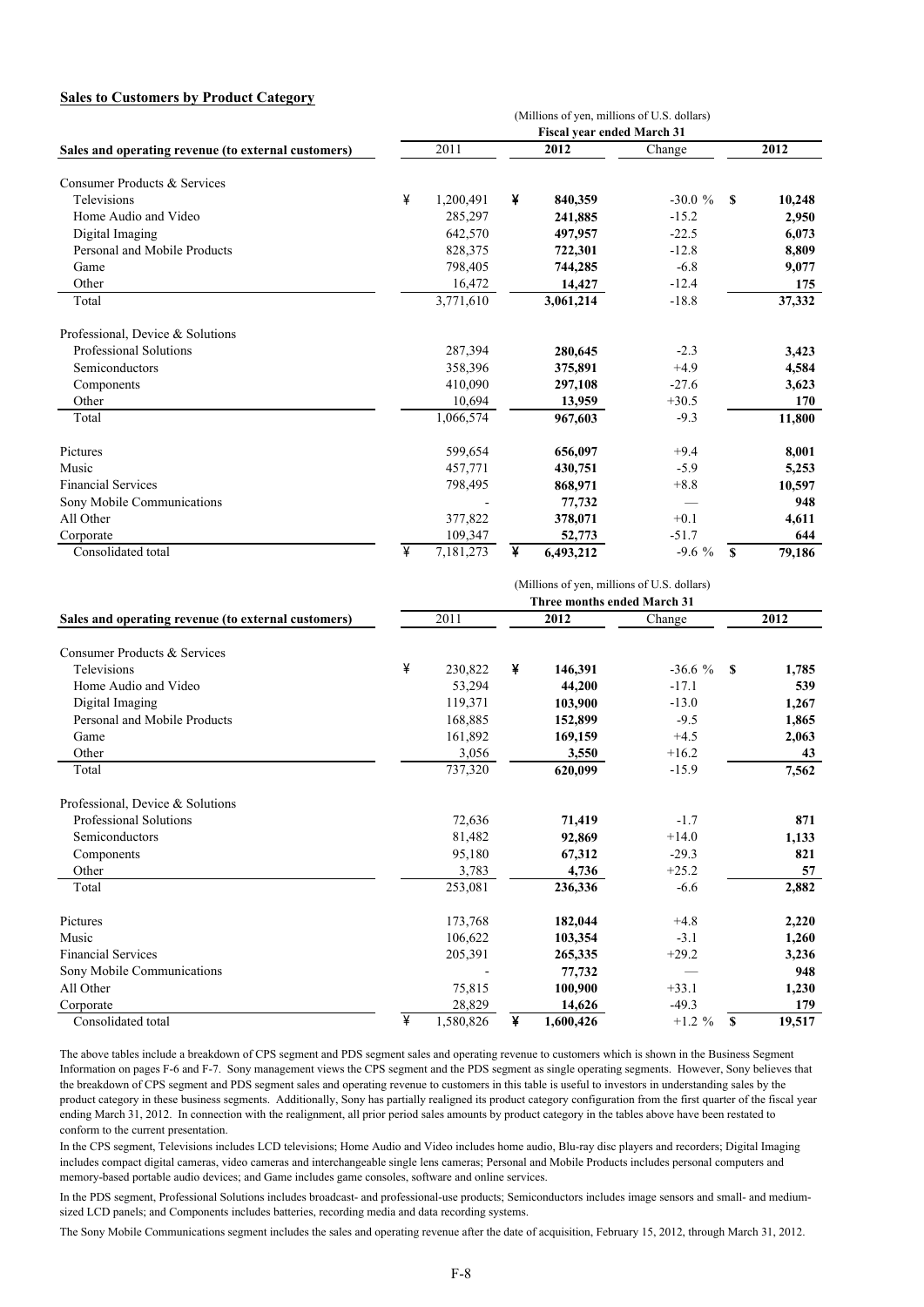**Sales to Customers by Product Category**

| Sales and operating revenue (to external customers) | (Millions of yen, millions of U.S. dollars) Fiscal year ended March 31 | | | |
|---|---|---|---|---|
| | 2011 | 2012 | Change | 2012 |
| Consumer Products & Services | | | | |
| Televisions | ¥ 1,200,491 | ¥ **840,359** | -30.0 % | $ **10,248** |
| Home Audio and Video | 285,297 | **241,885** | -15.2 | **2,950** |
| Digital Imaging | 642,570 | **497,957** | -22.5 | **6,073** |
| Personal and Mobile Products | 828,375 | **722,301** | -12.8 | **8,809** |
| Game | 798,405 | **744,285** | -6.8 | **9,077** |
| Other | 16,472 | **14,427** | -12.4 | **175** |
| Total | 3,771,610 | **3,061,214** | -18.8 | **37,332** |
| Professional, Device & Solutions | | | | |
| Professional Solutions | 287,394 | **280,645** | -2.3 | **3,423** |
| Semiconductors | 358,396 | **375,891** | +4.9 | **4,584** |
| Components | 410,090 | **297,108** | -27.6 | **3,623** |
| Other | 10,694 | **13,959** | +30.5 | **170** |
| Total | 1,066,574 | **967,603** | -9.3 | **11,800** |
| Pictures | 599,654 | **656,097** | +9.4 | **8,001** |
| Music | 457,771 | **430,751** | -5.9 | **5,253** |
| Financial Services | 798,495 | **868,971** | +8.8 | **10,597** |
| Sony Mobile Communications | - | **77,732** | — | **948** |
| All Other | 377,822 | **378,071** | +0.1 | **4,611** |
| Corporate | 109,347 | **52,773** | -51.7 | **644** |
| Consolidated total | ¥ 7,181,273 | ¥ **6,493,212** | -9.6 % | $ **79,186** |

| Sales and operating revenue (to external customers) | (Millions of yen, millions of U.S. dollars) Three months ended March 31 | | | |
|---|---|---|---|---|
| | 2011 | 2012 | Change | 2012 |
| Consumer Products & Services | | | | |
| Televisions | ¥ 230,822 | ¥ **146,391** | -36.6 % | $ **1,785** |
| Home Audio and Video | 53,294 | **44,200** | -17.1 | **539** |
| Digital Imaging | 119,371 | **103,900** | -13.0 | **1,267** |
| Personal and Mobile Products | 168,885 | **152,899** | -9.5 | **1,865** |
| Game | 161,892 | **169,159** | +4.5 | **2,063** |
| Other | 3,056 | **3,550** | +16.2 | **43** |
| Total | 737,320 | **620,099** | -15.9 | **7,562** |
| Professional, Device & Solutions | | | | |
| Professional Solutions | 72,636 | **71,419** | -1.7 | **871** |
| Semiconductors | 81,482 | **92,869** | +14.0 | **1,133** |
| Components | 95,180 | **67,312** | -29.3 | **821** |
| Other | 3,783 | **4,736** | +25.2 | **57** |
| Total | 253,081 | **236,336** | -6.6 | **2,882** |
| Pictures | 173,768 | **182,044** | +4.8 | **2,220** |
| Music | 106,622 | **103,354** | -3.1 | **1,260** |
| Financial Services | 205,391 | **265,335** | +29.2 | **3,236** |
| Sony Mobile Communications | - | **77,732** | — | **948** |
| All Other | 75,815 | **100,900** | +33.1 | **1,230** |
| Corporate | 28,829 | **14,626** | -49.3 | **179** |
| Consolidated total | ¥ 1,580,826 | ¥ **1,600,426** | +1.2 % | $ **19,517** |

The above tables include a breakdown of CPS segment and PDS segment sales and operating revenue to customers which is shown in the Business Segment Information on pages F-6 and F-7. Sony management views the CPS segment and the PDS segment as single operating segments. However, Sony believes that the breakdown of CPS segment and PDS segment sales and operating revenue to customers in this table is useful to investors in understanding sales by the product category in these business segments. Additionally, Sony has partially realigned its product category configuration from the first quarter of the fiscal year ending March 31, 2012. In connection with the realignment, all prior period sales amounts by product category in the tables above have been restated to conform to the current presentation.

In the CPS segment, Televisions includes LCD televisions; Home Audio and Video includes home audio, Blu-ray disc players and recorders; Digital Imaging includes compact digital cameras, video cameras and interchangeable single lens cameras; Personal and Mobile Products includes personal computers and memory-based portable audio devices; and Game includes game consoles, software and online services.

In the PDS segment, Professional Solutions includes broadcast- and professional-use products; Semiconductors includes image sensors and small- and medium-sized LCD panels; and Components includes batteries, recording media and data recording systems.

The Sony Mobile Communications segment includes the sales and operating revenue after the date of acquisition, February 15, 2012, through March 31, 2012.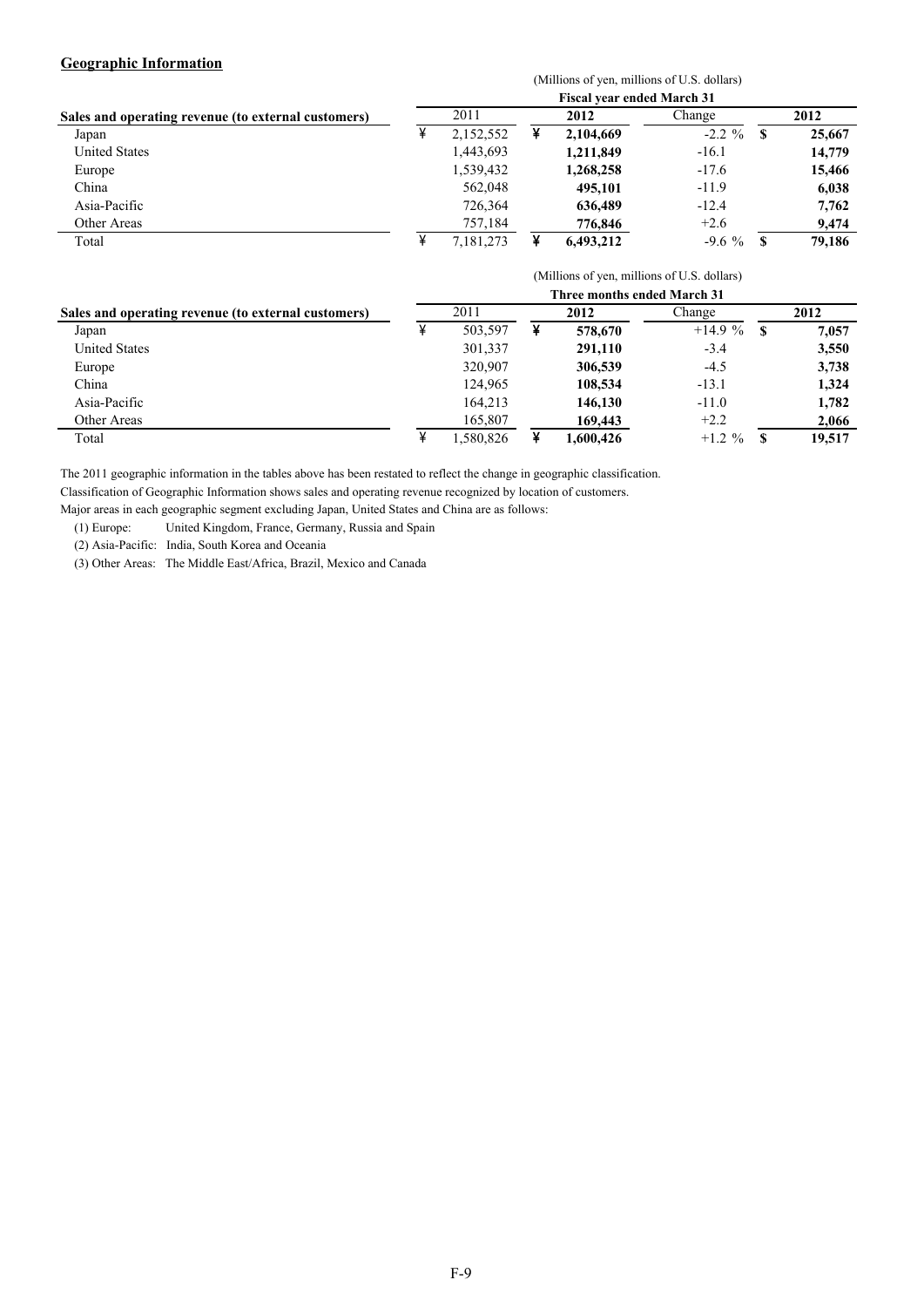## Geographic Information

| Sales and operating revenue (to external customers) | (Millions of yen, millions of U.S. dollars) Fiscal year ended March 31 | | | |
|---|---|---|---|---|
| | 2011 | **2012** | Change | **2012** |
| Japan | ¥ 2,152,552 | ¥ **2,104,669** | -2.2 % | $ **25,667** |
| United States | 1,443,693 | **1,211,849** | -16.1 | **14,779** |
| Europe | 1,539,432 | **1,268,258** | -17.6 | **15,466** |
| China | 562,048 | **495,101** | -11.9 | **6,038** |
| Asia-Pacific | 726,364 | **636,489** | -12.4 | **7,762** |
| Other Areas | 757,184 | **776,846** | +2.6 | **9,474** |
| Total | ¥ 7,181,273 | ¥ **6,493,212** | -9.6 % | $ **79,186** |

| Sales and operating revenue (to external customers) | (Millions of yen, millions of U.S. dollars) Three months ended March 31 | | | |
|---|---|---|---|---|
| | 2011 | **2012** | Change | **2012** |
| Japan | ¥ 503,597 | ¥ **578,670** | +14.9 % | $ **7,057** |
| United States | 301,337 | **291,110** | -3.4 | **3,550** |
| Europe | 320,907 | **306,539** | -4.5 | **3,738** |
| China | 124,965 | **108,534** | -13.1 | **1,324** |
| Asia-Pacific | 164,213 | **146,130** | -11.0 | **1,782** |
| Other Areas | 165,807 | **169,443** | +2.2 | **2,066** |
| Total | ¥ 1,580,826 | ¥ **1,600,426** | +1.2 % | $ **19,517** |

The 2011 geographic information in the tables above has been restated to reflect the change in geographic classification.

Classification of Geographic Information shows sales and operating revenue recognized by location of customers.

Major areas in each geographic segment excluding Japan, United States and China are as follows:

(1) Europe: United Kingdom, France, Germany, Russia and Spain

(2) Asia-Pacific: India, South Korea and Oceania

(3) Other Areas: The Middle East/Africa, Brazil, Mexico and Canada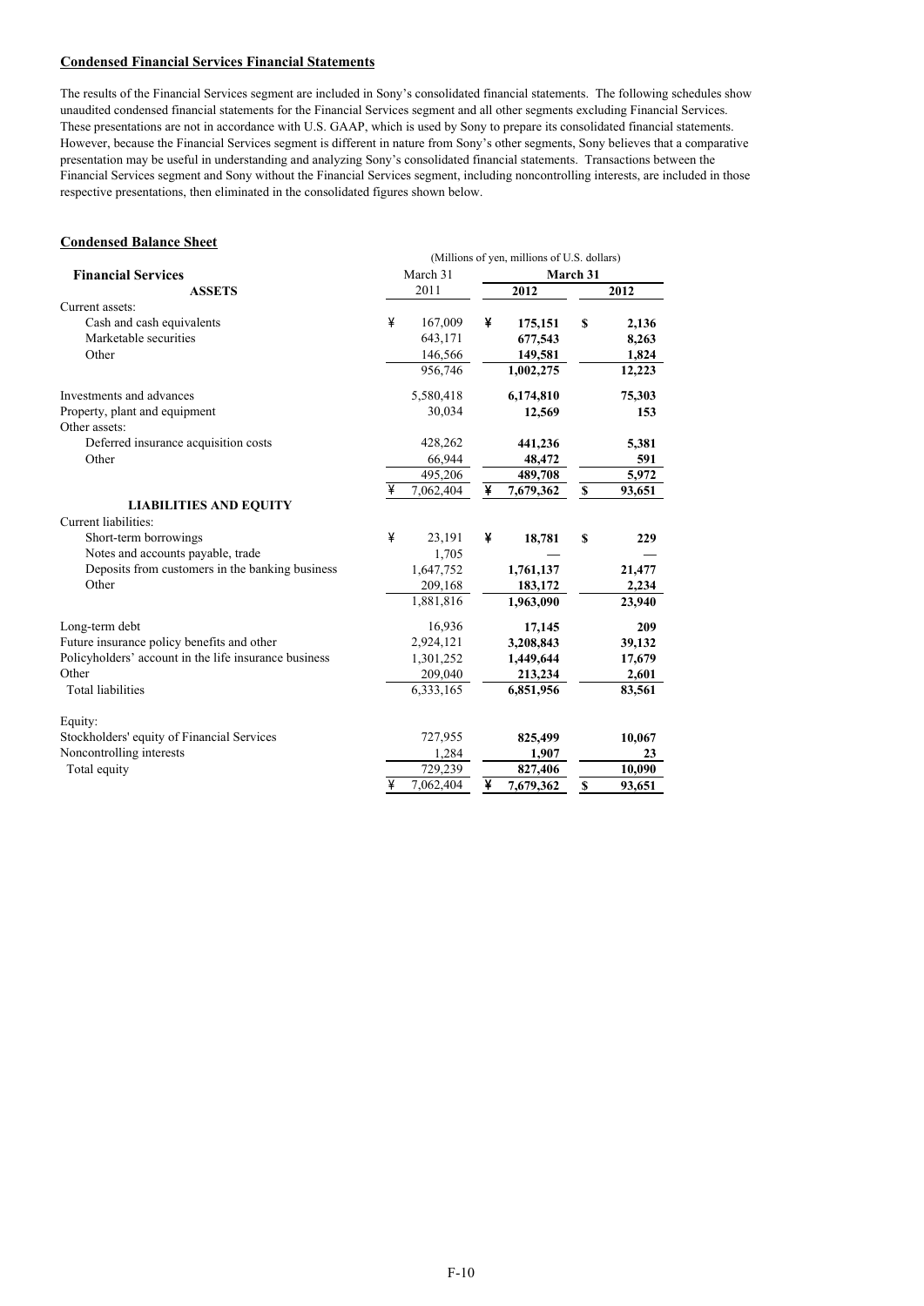**Condensed Financial Services Financial Statements**

The results of the Financial Services segment are included in Sony's consolidated financial statements. The following schedules show unaudited condensed financial statements for the Financial Services segment and all other segments excluding Financial Services. These presentations are not in accordance with U.S. GAAP, which is used by Sony to prepare its consolidated financial statements. However, because the Financial Services segment is different in nature from Sony's other segments, Sony believes that a comparative presentation may be useful in understanding and analyzing Sony's consolidated financial statements. Transactions between the Financial Services segment and Sony without the Financial Services segment, including noncontrolling interests, are included in those respective presentations, then eliminated in the consolidated figures shown below.

**Condensed Balance Sheet**

| | (Millions of yen, millions of U.S. dollars) | | |
|---|---|---|---|
| **Financial Services** | March 31 | **March 31** | |
| **ASSETS** | 2011 | **2012** | **2012** |
| Current assets: | | | |
| Cash and cash equivalents | ¥ 167,009 | ¥ **175,151** | $ **2,136** |
| Marketable securities | 643,171 | **677,543** | **8,263** |
| Other | 146,566 | **149,581** | **1,824** |
| | 956,746 | **1,002,275** | **12,223** |
| Investments and advances | 5,580,418 | **6,174,810** | **75,303** |
| Property, plant and equipment | 30,034 | **12,569** | **153** |
| Other assets: | | | |
| Deferred insurance acquisition costs | 428,262 | **441,236** | **5,381** |
| Other | 66,944 | **48,472** | **591** |
| | 495,206 | **489,708** | **5,972** |
| | ¥ 7,062,404 | ¥ **7,679,362** | $ **93,651** |
| **LIABILITIES AND EQUITY** | | | |
| Current liabilities: | | | |
| Short-term borrowings | ¥ 23,191 | ¥ **18,781** | $ **229** |
| Notes and accounts payable, trade | 1,705 | **—** | **—** |
| Deposits from customers in the banking business | 1,647,752 | **1,761,137** | **21,477** |
| Other | 209,168 | **183,172** | **2,234** |
| | 1,881,816 | **1,963,090** | **23,940** |
| Long-term debt | 16,936 | **17,145** | **209** |
| Future insurance policy benefits and other | 2,924,121 | **3,208,843** | **39,132** |
| Policyholders' account in the life insurance business | 1,301,252 | **1,449,644** | **17,679** |
| Other | 209,040 | **213,234** | **2,601** |
| Total liabilities | 6,333,165 | **6,851,956** | **83,561** |
| Equity: | | | |
| Stockholders' equity of Financial Services | 727,955 | **825,499** | **10,067** |
| Noncontrolling interests | 1,284 | **1,907** | **23** |
| Total equity | 729,239 | **827,406** | **10,090** |
| | ¥ 7,062,404 | ¥ **7,679,362** | $ **93,651** |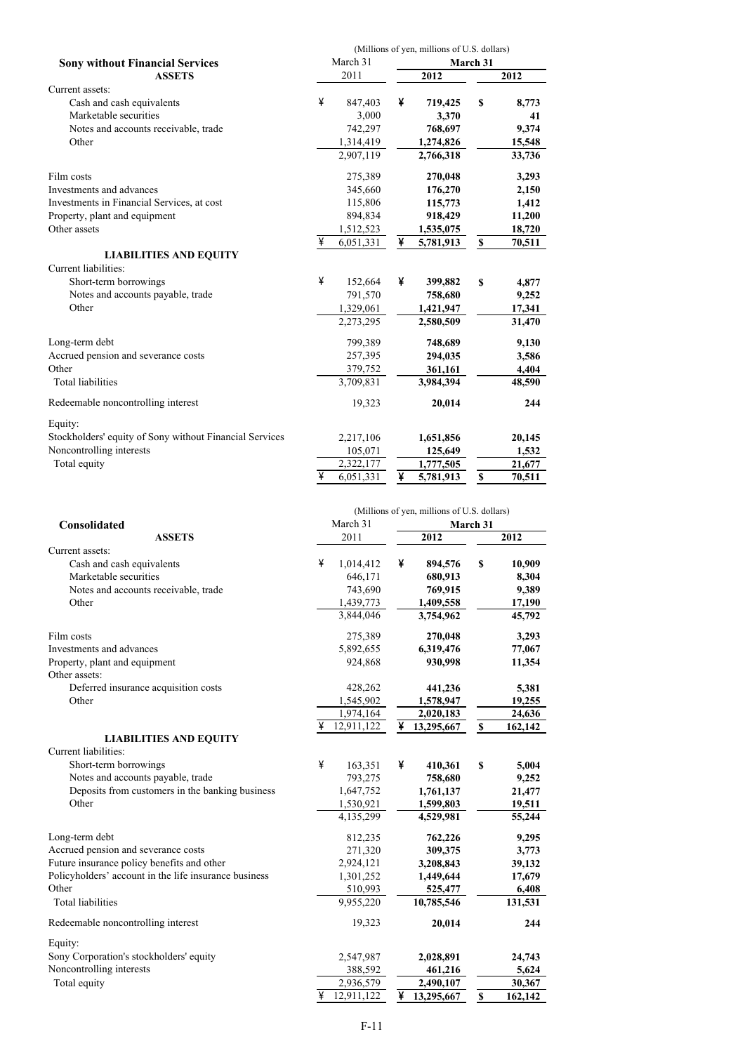| | (Millions of yen, millions of U.S. dollars) | | |
|---|---|---|---|
| **Sony without Financial Services** | March 31 | March 31 | |
| **ASSETS** | 2011 | **2012** | **2012** |
| Current assets: | | | |
| Cash and cash equivalents | ¥ 847,403 | ¥ **719,425** | $ **8,773** |
| Marketable securities | 3,000 | **3,370** | **41** |
| Notes and accounts receivable, trade | 742,297 | **768,697** | **9,374** |
| Other | 1,314,419 | **1,274,826** | **15,548** |
| | 2,907,119 | **2,766,318** | **33,736** |
| Film costs | 275,389 | **270,048** | **3,293** |
| Investments and advances | 345,660 | **176,270** | **2,150** |
| Investments in Financial Services, at cost | 115,806 | **115,773** | **1,412** |
| Property, plant and equipment | 894,834 | **918,429** | **11,200** |
| Other assets | 1,512,523 | **1,535,075** | **18,720** |
| | ¥ 6,051,331 | ¥ **5,781,913** | $ **70,511** |
| **LIABILITIES AND EQUITY** | | | |
| Current liabilities: | | | |
| Short-term borrowings | ¥ 152,664 | ¥ **399,882** | $ **4,877** |
| Notes and accounts payable, trade | 791,570 | **758,680** | **9,252** |
| Other | 1,329,061 | **1,421,947** | **17,341** |
| | 2,273,295 | **2,580,509** | **31,470** |
| Long-term debt | 799,389 | **748,689** | **9,130** |
| Accrued pension and severance costs | 257,395 | **294,035** | **3,586** |
| Other | 379,752 | **361,161** | **4,404** |
| Total liabilities | 3,709,831 | **3,984,394** | **48,590** |
| Redeemable noncontrolling interest | 19,323 | **20,014** | **244** |
| Equity: | | | |
| Stockholders' equity of Sony without Financial Services | 2,217,106 | **1,651,856** | **20,145** |
| Noncontrolling interests | 105,071 | **125,649** | **1,532** |
| Total equity | 2,322,177 | **1,777,505** | **21,677** |
| | ¥ 6,051,331 | ¥ **5,781,913** | $ **70,511** |

| | (Millions of yen, millions of U.S. dollars) | | |
|---|---|---|---|
| **Consolidated** | March 31 | March 31 | |
| **ASSETS** | 2011 | **2012** | **2012** |
| Current assets: | | | |
| Cash and cash equivalents | ¥ 1,014,412 | ¥ **894,576** | $ **10,909** |
| Marketable securities | 646,171 | **680,913** | **8,304** |
| Notes and accounts receivable, trade | 743,690 | **769,915** | **9,389** |
| Other | 1,439,773 | **1,409,558** | **17,190** |
| | 3,844,046 | **3,754,962** | **45,792** |
| Film costs | 275,389 | **270,048** | **3,293** |
| Investments and advances | 5,892,655 | **6,319,476** | **77,067** |
| Property, plant and equipment | 924,868 | **930,998** | **11,354** |
| Other assets: | | | |
| Deferred insurance acquisition costs | 428,262 | **441,236** | **5,381** |
| Other | 1,545,902 | **1,578,947** | **19,255** |
| | 1,974,164 | **2,020,183** | **24,636** |
| | ¥ 12,911,122 | ¥ **13,295,667** | $ **162,142** |
| **LIABILITIES AND EQUITY** | | | |
| Current liabilities: | | | |
| Short-term borrowings | ¥ 163,351 | ¥ **410,361** | $ **5,004** |
| Notes and accounts payable, trade | 793,275 | **758,680** | **9,252** |
| Deposits from customers in the banking business | 1,647,752 | **1,761,137** | **21,477** |
| Other | 1,530,921 | **1,599,803** | **19,511** |
| | 4,135,299 | **4,529,981** | **55,244** |
| Long-term debt | 812,235 | **762,226** | **9,295** |
| Accrued pension and severance costs | 271,320 | **309,375** | **3,773** |
| Future insurance policy benefits and other | 2,924,121 | **3,208,843** | **39,132** |
| Policyholders' account in the life insurance business | 1,301,252 | **1,449,644** | **17,679** |
| Other | 510,993 | **525,477** | **6,408** |
| Total liabilities | 9,955,220 | **10,785,546** | **131,531** |
| Redeemable noncontrolling interest | 19,323 | **20,014** | **244** |
| Equity: | | | |
| Sony Corporation's stockholders' equity | 2,547,987 | **2,028,891** | **24,743** |
| Noncontrolling interests | 388,592 | **461,216** | **5,624** |
| Total equity | 2,936,579 | **2,490,107** | **30,367** |
| | ¥ 12,911,122 | ¥ **13,295,667** | $ **162,142** |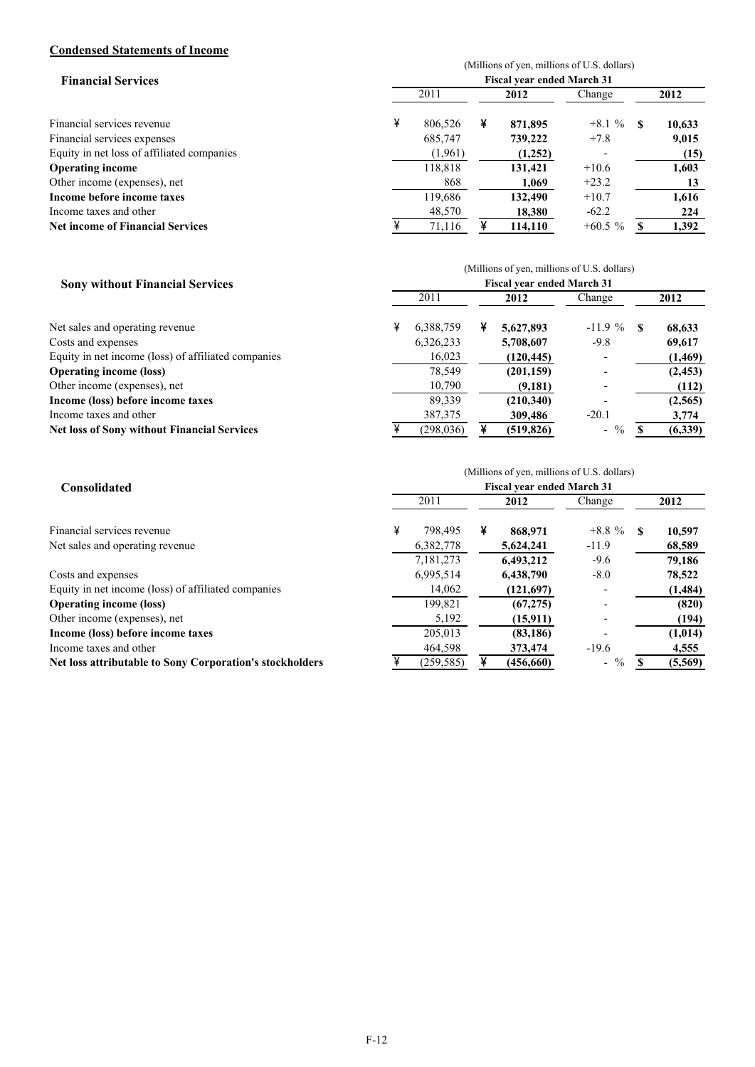## Condensed Statements of Income

**Financial Services**

(Millions of yen, millions of U.S. dollars)

| | Fiscal year ended March 31 | | | |
|---|---|---|---|---|
| | 2011 | **2012** | Change | **2012** |
| Financial services revenue | ¥ 806,526 | ¥ **871,895** | +8.1 % | $ **10,633** |
| Financial services expenses | 685,747 | **739,222** | +7.8 | **9,015** |
| Equity in net loss of affiliated companies | (1,961) | **(1,252)** | - | **(15)** |
| **Operating income** | 118,818 | **131,421** | +10.6 | **1,603** |
| Other income (expenses), net | 868 | **1,069** | +23.2 | **13** |
| **Income before income taxes** | 119,686 | **132,490** | +10.7 | **1,616** |
| Income taxes and other | 48,570 | **18,380** | -62.2 | **224** |
| **Net income of Financial Services** | ¥ 71,116 | ¥ **114,110** | +60.5 % | $ **1,392** |

**Sony without Financial Services**

(Millions of yen, millions of U.S. dollars)

| | Fiscal year ended March 31 | | | |
|---|---|---|---|---|
| | 2011 | **2012** | Change | **2012** |
| Net sales and operating revenue | ¥ 6,388,759 | ¥ **5,627,893** | -11.9 % | $ **68,633** |
| Costs and expenses | 6,326,233 | **5,708,607** | -9.8 | **69,617** |
| Equity in net income (loss) of affiliated companies | 16,023 | **(120,445)** | - | **(1,469)** |
| **Operating income (loss)** | 78,549 | **(201,159)** | - | **(2,453)** |
| Other income (expenses), net | 10,790 | **(9,181)** | - | **(112)** |
| **Income (loss) before income taxes** | 89,339 | **(210,340)** | - | **(2,565)** |
| Income taxes and other | 387,375 | **309,486** | -20.1 | **3,774** |
| **Net loss of Sony without Financial Services** | ¥ (298,036) | ¥ **(519,826)** | - % | $ **(6,339)** |

**Consolidated**

(Millions of yen, millions of U.S. dollars)

| | Fiscal year ended March 31 | | | |
|---|---|---|---|---|
| | 2011 | **2012** | Change | **2012** |
| Financial services revenue | ¥ 798,495 | ¥ **868,971** | +8.8 % | $ **10,597** |
| Net sales and operating revenue | 6,382,778 | **5,624,241** | -11.9 | **68,589** |
| | 7,181,273 | **6,493,212** | -9.6 | **79,186** |
| Costs and expenses | 6,995,514 | **6,438,790** | -8.0 | **78,522** |
| Equity in net income (loss) of affiliated companies | 14,062 | **(121,697)** | - | **(1,484)** |
| **Operating income (loss)** | 199,821 | **(67,275)** | - | **(820)** |
| Other income (expenses), net | 5,192 | **(15,911)** | - | **(194)** |
| **Income (loss) before income taxes** | 205,013 | **(83,186)** | - | **(1,014)** |
| Income taxes and other | 464,598 | **373,474** | -19.6 | **4,555** |
| **Net loss attributable to Sony Corporation's stockholders** | ¥ (259,585) | ¥ **(456,660)** | - % | $ **(5,569)** |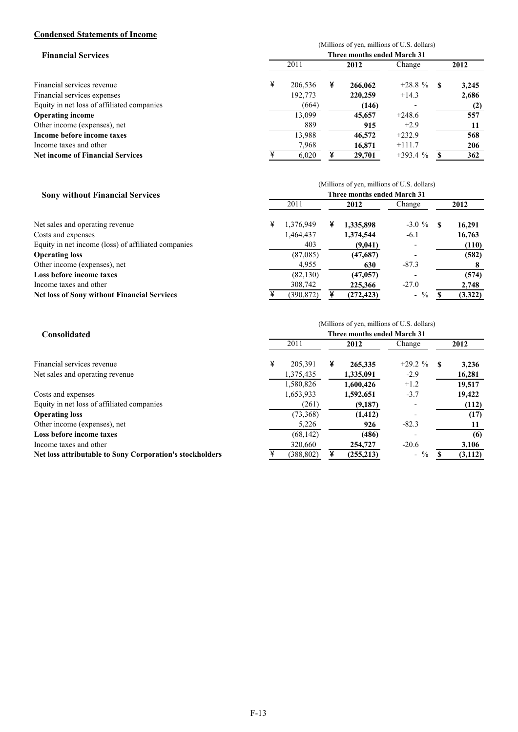**Condensed Statements of Income**

**Financial Services**

| | (Millions of yen, millions of U.S. dollars) | | | |
|---|---|---|---|---|
| | Three months ended March 31 | | | |
| | 2011 | **2012** | Change | **2012** |
| Financial services revenue | ¥ 206,536 | ¥ **266,062** | +28.8 % | $ **3,245** |
| Financial services expenses | 192,773 | **220,259** | +14.3 | **2,686** |
| Equity in net loss of affiliated companies | (664) | **(146)** | - | **(2)** |
| **Operating income** | 13,099 | **45,657** | +248.6 | **557** |
| Other income (expenses), net | 889 | **915** | +2.9 | **11** |
| **Income before income taxes** | 13,988 | **46,572** | +232.9 | **568** |
| Income taxes and other | 7,968 | **16,871** | +111.7 | **206** |
| **Net income of Financial Services** | ¥ 6,020 | ¥ **29,701** | +393.4 % | $ **362** |

**Sony without Financial Services**

| | (Millions of yen, millions of U.S. dollars) | | | |
|---|---|---|---|---|
| | Three months ended March 31 | | | |
| | 2011 | **2012** | Change | **2012** |
| Net sales and operating revenue | ¥ 1,376,949 | ¥ **1,335,898** | -3.0 % | $ **16,291** |
| Costs and expenses | 1,464,437 | **1,374,544** | -6.1 | **16,763** |
| Equity in net income (loss) of affiliated companies | 403 | **(9,041)** | - | **(110)** |
| **Operating loss** | (87,085) | **(47,687)** | - | **(582)** |
| Other income (expenses), net | 4,955 | **630** | -87.3 | **8** |
| **Loss before income taxes** | (82,130) | **(47,057)** | - | **(574)** |
| Income taxes and other | 308,742 | **225,366** | -27.0 | **2,748** |
| **Net loss of Sony without Financial Services** | ¥ (390,872) | ¥ **(272,423)** | - % | $ **(3,322)** |

**Consolidated**

| | (Millions of yen, millions of U.S. dollars) | | | |
|---|---|---|---|---|
| | Three months ended March 31 | | | |
| | 2011 | **2012** | Change | **2012** |
| Financial services revenue | ¥ 205,391 | ¥ **265,335** | +29.2 % | $ **3,236** |
| Net sales and operating revenue | 1,375,435 | **1,335,091** | -2.9 | **16,281** |
| | 1,580,826 | **1,600,426** | +1.2 | **19,517** |
| Costs and expenses | 1,653,933 | **1,592,651** | -3.7 | **19,422** |
| Equity in net loss of affiliated companies | (261) | **(9,187)** | - | **(112)** |
| **Operating loss** | (73,368) | **(1,412)** | - | **(17)** |
| Other income (expenses), net | 5,226 | **926** | -82.3 | **11** |
| **Loss before income taxes** | (68,142) | **(486)** | - | **(6)** |
| Income taxes and other | 320,660 | **254,727** | -20.6 | **3,106** |
| **Net loss attributable to Sony Corporation's stockholders** | ¥ (388,802) | ¥ **(255,213)** | - % | $ **(3,112)** |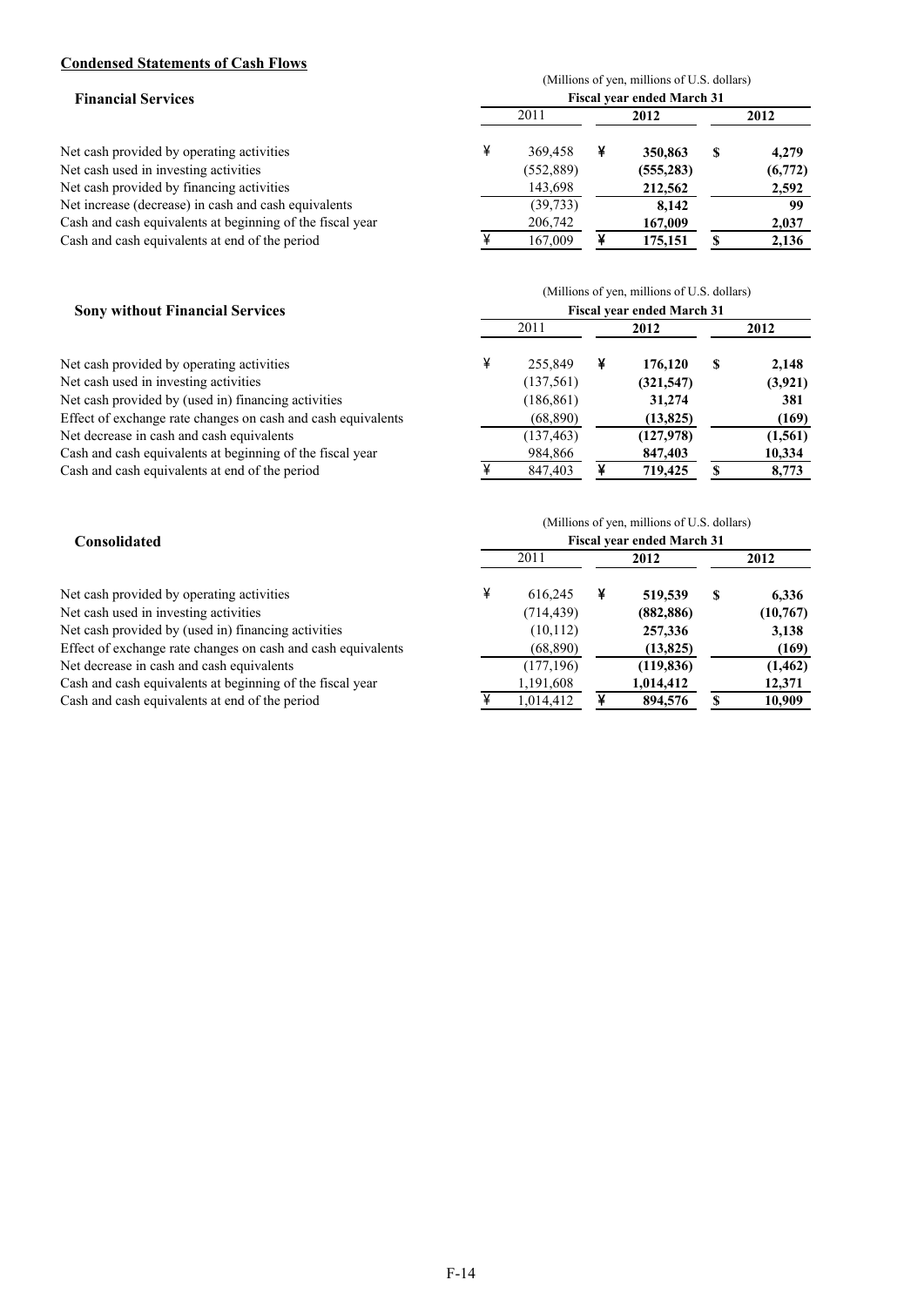**Condensed Statements of Cash Flows**

### Financial Services

| | (Millions of yen, millions of U.S. dollars) | | |
|---|---|---|---|
| | Fiscal year ended March 31 | | |
| | 2011 | **2012** | **2012** |
| Net cash provided by operating activities | ¥ 369,458 | ¥ **350,863** | $ **4,279** |
| Net cash used in investing activities | (552,889) | **(555,283)** | **(6,772)** |
| Net cash provided by financing activities | 143,698 | **212,562** | **2,592** |
| Net increase (decrease) in cash and cash equivalents | (39,733) | **8,142** | **99** |
| Cash and cash equivalents at beginning of the fiscal year | 206,742 | **167,009** | **2,037** |
| Cash and cash equivalents at end of the period | ¥ 167,009 | ¥ **175,151** | $ **2,136** |

### Sony without Financial Services

| | (Millions of yen, millions of U.S. dollars) | | |
|---|---|---|---|
| | Fiscal year ended March 31 | | |
| | 2011 | **2012** | **2012** |
| Net cash provided by operating activities | ¥ 255,849 | ¥ **176,120** | $ **2,148** |
| Net cash used in investing activities | (137,561) | **(321,547)** | **(3,921)** |
| Net cash provided by (used in) financing activities | (186,861) | **31,274** | **381** |
| Effect of exchange rate changes on cash and cash equivalents | (68,890) | **(13,825)** | **(169)** |
| Net decrease in cash and cash equivalents | (137,463) | **(127,978)** | **(1,561)** |
| Cash and cash equivalents at beginning of the fiscal year | 984,866 | **847,403** | **10,334** |
| Cash and cash equivalents at end of the period | ¥ 847,403 | ¥ **719,425** | $ **8,773** |

### Consolidated

| | (Millions of yen, millions of U.S. dollars) | | |
|---|---|---|---|
| | Fiscal year ended March 31 | | |
| | 2011 | **2012** | **2012** |
| Net cash provided by operating activities | ¥ 616,245 | ¥ **519,539** | $ **6,336** |
| Net cash used in investing activities | (714,439) | **(882,886)** | **(10,767)** |
| Net cash provided by (used in) financing activities | (10,112) | **257,336** | **3,138** |
| Effect of exchange rate changes on cash and cash equivalents | (68,890) | **(13,825)** | **(169)** |
| Net decrease in cash and cash equivalents | (177,196) | **(119,836)** | **(1,462)** |
| Cash and cash equivalents at beginning of the fiscal year | 1,191,608 | **1,014,412** | **12,371** |
| Cash and cash equivalents at end of the period | ¥ 1,014,412 | ¥ **894,576** | $ **10,909** |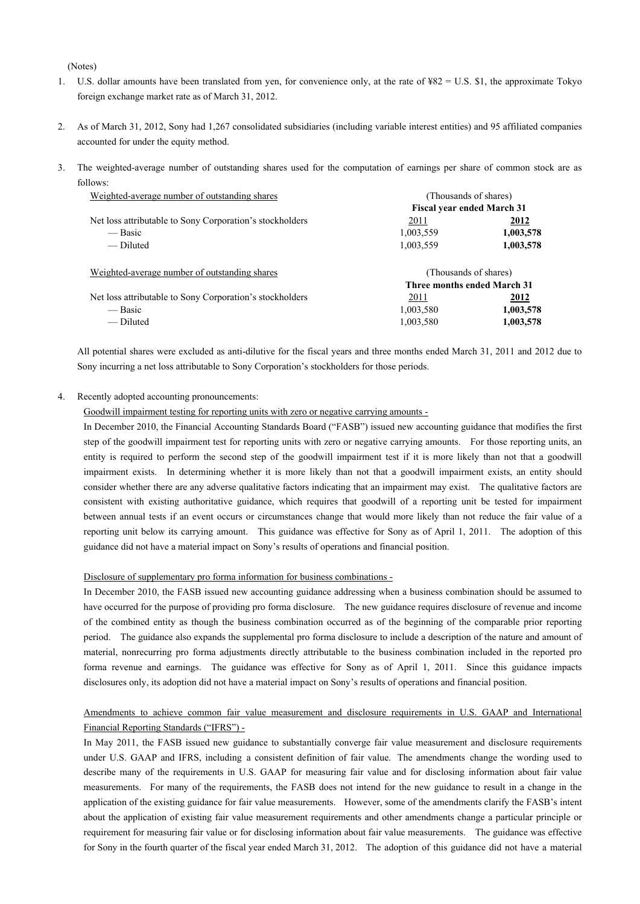(Notes)

1. U.S. dollar amounts have been translated from yen, for convenience only, at the rate of ¥82 = U.S. $1, the approximate Tokyo foreign exchange market rate as of March 31, 2012.

2. As of March 31, 2012, Sony had 1,267 consolidated subsidiaries (including variable interest entities) and 95 affiliated companies accounted for under the equity method.

3. The weighted-average number of outstanding shares used for the computation of earnings per share of common stock are as follows:

| Weighted-average number of outstanding shares | (Thousands of shares) | |
|---|---|---|
| | **Fiscal year ended March 31** | |
| Net loss attributable to Sony Corporation's stockholders | 2011 | **2012** |
| — Basic | 1,003,559 | **1,003,578** |
| — Diluted | 1,003,559 | **1,003,578** |

| Weighted-average number of outstanding shares | (Thousands of shares) | |
|---|---|---|
| | **Three months ended March 31** | |
| Net loss attributable to Sony Corporation's stockholders | 2011 | **2012** |
| — Basic | 1,003,580 | **1,003,578** |
| — Diluted | 1,003,580 | **1,003,578** |

All potential shares were excluded as anti-dilutive for the fiscal years and three months ended March 31, 2011 and 2012 due to Sony incurring a net loss attributable to Sony Corporation's stockholders for those periods.

4. Recently adopted accounting pronouncements:

Goodwill impairment testing for reporting units with zero or negative carrying amounts -

In December 2010, the Financial Accounting Standards Board ("FASB") issued new accounting guidance that modifies the first step of the goodwill impairment test for reporting units with zero or negative carrying amounts. For those reporting units, an entity is required to perform the second step of the goodwill impairment test if it is more likely than not that a goodwill impairment exists. In determining whether it is more likely than not that a goodwill impairment exists, an entity should consider whether there are any adverse qualitative factors indicating that an impairment may exist. The qualitative factors are consistent with existing authoritative guidance, which requires that goodwill of a reporting unit be tested for impairment between annual tests if an event occurs or circumstances change that would more likely than not reduce the fair value of a reporting unit below its carrying amount. This guidance was effective for Sony as of April 1, 2011. The adoption of this guidance did not have a material impact on Sony's results of operations and financial position.

Disclosure of supplementary pro forma information for business combinations -

In December 2010, the FASB issued new accounting guidance addressing when a business combination should be assumed to have occurred for the purpose of providing pro forma disclosure. The new guidance requires disclosure of revenue and income of the combined entity as though the business combination occurred as of the beginning of the comparable prior reporting period. The guidance also expands the supplemental pro forma disclosure to include a description of the nature and amount of material, nonrecurring pro forma adjustments directly attributable to the business combination included in the reported pro forma revenue and earnings. The guidance was effective for Sony as of April 1, 2011. Since this guidance impacts disclosures only, its adoption did not have a material impact on Sony's results of operations and financial position.

Amendments to achieve common fair value measurement and disclosure requirements in U.S. GAAP and International Financial Reporting Standards ("IFRS") -

In May 2011, the FASB issued new guidance to substantially converge fair value measurement and disclosure requirements under U.S. GAAP and IFRS, including a consistent definition of fair value. The amendments change the wording used to describe many of the requirements in U.S. GAAP for measuring fair value and for disclosing information about fair value measurements. For many of the requirements, the FASB does not intend for the new guidance to result in a change in the application of the existing guidance for fair value measurements. However, some of the amendments clarify the FASB's intent about the application of existing fair value measurement requirements and other amendments change a particular principle or requirement for measuring fair value or for disclosing information about fair value measurements. The guidance was effective for Sony in the fourth quarter of the fiscal year ended March 31, 2012. The adoption of this guidance did not have a material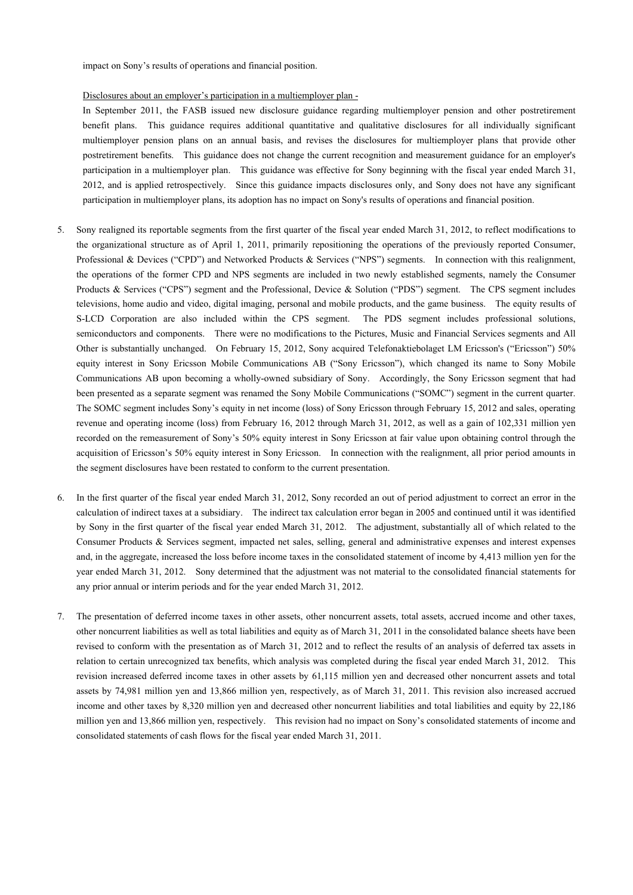impact on Sony's results of operations and financial position.

Disclosures about an employer's participation in a multiemployer plan -

In September 2011, the FASB issued new disclosure guidance regarding multiemployer pension and other postretirement benefit plans. This guidance requires additional quantitative and qualitative disclosures for all individually significant multiemployer pension plans on an annual basis, and revises the disclosures for multiemployer plans that provide other postretirement benefits. This guidance does not change the current recognition and measurement guidance for an employer's participation in a multiemployer plan. This guidance was effective for Sony beginning with the fiscal year ended March 31, 2012, and is applied retrospectively. Since this guidance impacts disclosures only, and Sony does not have any significant participation in multiemployer plans, its adoption has no impact on Sony's results of operations and financial position.

5. Sony realigned its reportable segments from the first quarter of the fiscal year ended March 31, 2012, to reflect modifications to the organizational structure as of April 1, 2011, primarily repositioning the operations of the previously reported Consumer, Professional & Devices ("CPD") and Networked Products & Services ("NPS") segments. In connection with this realignment, the operations of the former CPD and NPS segments are included in two newly established segments, namely the Consumer Products & Services ("CPS") segment and the Professional, Device & Solution ("PDS") segment. The CPS segment includes televisions, home audio and video, digital imaging, personal and mobile products, and the game business. The equity results of S-LCD Corporation are also included within the CPS segment. The PDS segment includes professional solutions, semiconductors and components. There were no modifications to the Pictures, Music and Financial Services segments and All Other is substantially unchanged. On February 15, 2012, Sony acquired Telefonaktiebolaget LM Ericsson's ("Ericsson") 50% equity interest in Sony Ericsson Mobile Communications AB ("Sony Ericsson"), which changed its name to Sony Mobile Communications AB upon becoming a wholly-owned subsidiary of Sony. Accordingly, the Sony Ericsson segment that had been presented as a separate segment was renamed the Sony Mobile Communications ("SOMC") segment in the current quarter. The SOMC segment includes Sony's equity in net income (loss) of Sony Ericsson through February 15, 2012 and sales, operating revenue and operating income (loss) from February 16, 2012 through March 31, 2012, as well as a gain of 102,331 million yen recorded on the remeasurement of Sony's 50% equity interest in Sony Ericsson at fair value upon obtaining control through the acquisition of Ericsson's 50% equity interest in Sony Ericsson. In connection with the realignment, all prior period amounts in the segment disclosures have been restated to conform to the current presentation.

6. In the first quarter of the fiscal year ended March 31, 2012, Sony recorded an out of period adjustment to correct an error in the calculation of indirect taxes at a subsidiary. The indirect tax calculation error began in 2005 and continued until it was identified by Sony in the first quarter of the fiscal year ended March 31, 2012. The adjustment, substantially all of which related to the Consumer Products & Services segment, impacted net sales, selling, general and administrative expenses and interest expenses and, in the aggregate, increased the loss before income taxes in the consolidated statement of income by 4,413 million yen for the year ended March 31, 2012. Sony determined that the adjustment was not material to the consolidated financial statements for any prior annual or interim periods and for the year ended March 31, 2012.

7. The presentation of deferred income taxes in other assets, other noncurrent assets, total assets, accrued income and other taxes, other noncurrent liabilities as well as total liabilities and equity as of March 31, 2011 in the consolidated balance sheets have been revised to conform with the presentation as of March 31, 2012 and to reflect the results of an analysis of deferred tax assets in relation to certain unrecognized tax benefits, which analysis was completed during the fiscal year ended March 31, 2012. This revision increased deferred income taxes in other assets by 61,115 million yen and decreased other noncurrent assets and total assets by 74,981 million yen and 13,866 million yen, respectively, as of March 31, 2011. This revision also increased accrued income and other taxes by 8,320 million yen and decreased other noncurrent liabilities and total liabilities and equity by 22,186 million yen and 13,866 million yen, respectively. This revision had no impact on Sony's consolidated statements of income and consolidated statements of cash flows for the fiscal year ended March 31, 2011.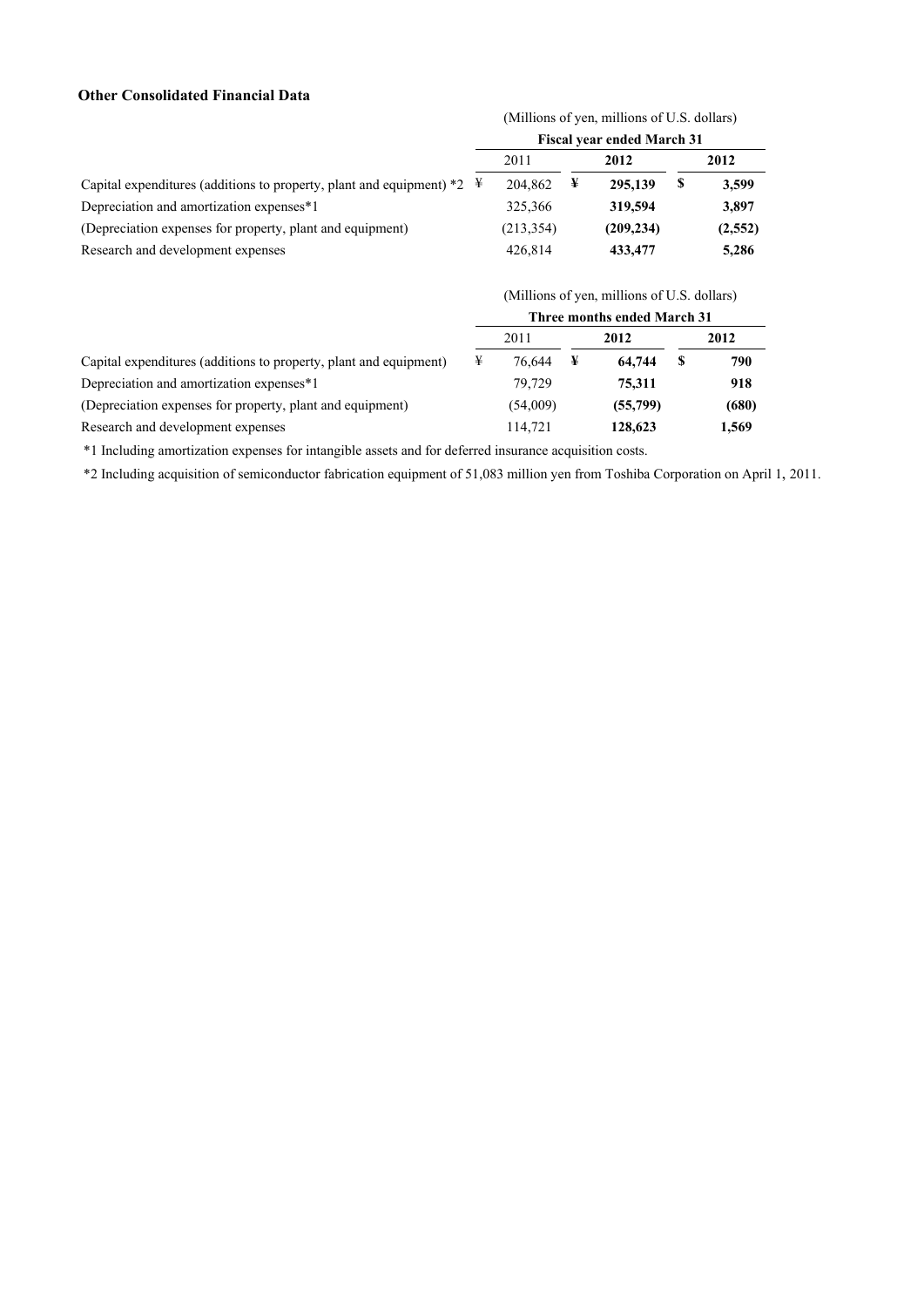**Other Consolidated Financial Data**

| | (Millions of yen, millions of U.S. dollars) | | |
|---|---|---|---|
| | Fiscal year ended March 31 | | |
| | 2011 | **2012** | **2012** |
| Capital expenditures (additions to property, plant and equipment) *2 | ¥ 204,862 | ¥ **295,139** | $ **3,599** |
| Depreciation and amortization expenses*1 | 325,366 | **319,594** | **3,897** |
| (Depreciation expenses for property, plant and equipment) | (213,354) | **(209,234)** | **(2,552)** |
| Research and development expenses | 426,814 | **433,477** | **5,286** |

| | (Millions of yen, millions of U.S. dollars) | | |
|---|---|---|---|
| | Three months ended March 31 | | |
| | 2011 | **2012** | **2012** |
| Capital expenditures (additions to property, plant and equipment) | ¥ 76,644 | ¥ **64,744** | $ **790** |
| Depreciation and amortization expenses*1 | 79,729 | **75,311** | **918** |
| (Depreciation expenses for property, plant and equipment) | (54,009) | **(55,799)** | **(680)** |
| Research and development expenses | 114,721 | **128,623** | **1,569** |

*1 Including amortization expenses for intangible assets and for deferred insurance acquisition costs.

*2 Including acquisition of semiconductor fabrication equipment of 51,083 million yen from Toshiba Corporation on April 1, 2011.